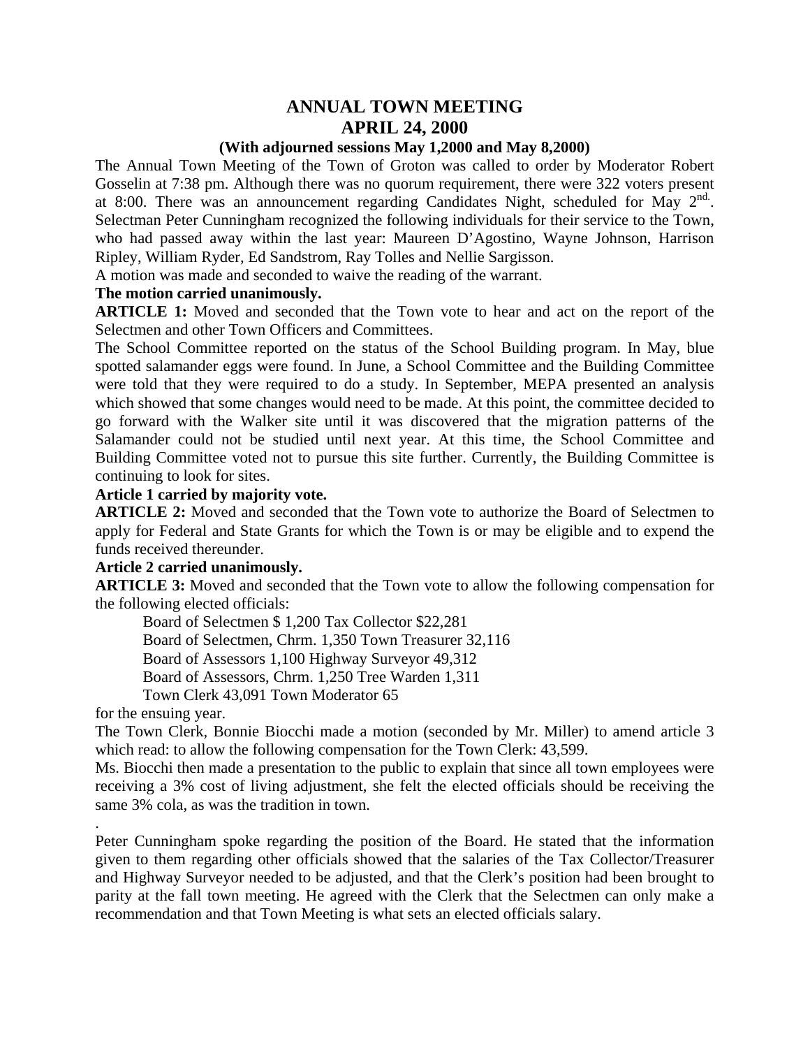# ANNUAL TOWN MEETING
# APRIL 24, 2000

### (With adjourned sessions May 1,2000 and May 8,2000)

The Annual Town Meeting of the Town of Groton was called to order by Moderator Robert Gosselin at 7:38 pm. Although there was no quorum requirement, there were 322 voters present at 8:00. There was an announcement regarding Candidates Night, scheduled for May 2nd.. Selectman Peter Cunningham recognized the following individuals for their service to the Town, who had passed away within the last year: Maureen D'Agostino, Wayne Johnson, Harrison Ripley, William Ryder, Ed Sandstrom, Ray Tolles and Nellie Sargisson.

A motion was made and seconded to waive the reading of the warrant.

**The motion carried unanimously.**

**ARTICLE 1:** Moved and seconded that the Town vote to hear and act on the report of the Selectmen and other Town Officers and Committees.

The School Committee reported on the status of the School Building program. In May, blue spotted salamander eggs were found. In June, a School Committee and the Building Committee were told that they were required to do a study. In September, MEPA presented an analysis which showed that some changes would need to be made. At this point, the committee decided to go forward with the Walker site until it was discovered that the migration patterns of the Salamander could not be studied until next year. At this time, the School Committee and Building Committee voted not to pursue this site further. Currently, the Building Committee is continuing to look for sites.

**Article 1 carried by majority vote.**

**ARTICLE 2:** Moved and seconded that the Town vote to authorize the Board of Selectmen to apply for Federal and State Grants for which the Town is or may be eligible and to expend the funds received thereunder.

**Article 2 carried unanimously.**

**ARTICLE 3:** Moved and seconded that the Town vote to allow the following compensation for the following elected officials:

| | | | |
|---|---|---|---|
| Board of Selectmen | $ 1,200 | Tax Collector | $22,281 |
| Board of Selectmen, Chrm. | 1,350 | Town Treasurer | 32,116 |
| Board of Assessors | 1,100 | Highway Surveyor | 49,312 |
| Board of Assessors, Chrm. | 1,250 | Tree Warden | 1,311 |
| Town Clerk | 43,091 | Town Moderator | 65 |

for the ensuing year.

The Town Clerk, Bonnie Biocchi made a motion (seconded by Mr. Miller) to amend article 3 which read: to allow the following compensation for the Town Clerk: 43,599.

Ms. Biocchi then made a presentation to the public to explain that since all town employees were receiving a 3% cost of living adjustment, she felt the elected officials should be receiving the same 3% cola, as was the tradition in town.

.

Peter Cunningham spoke regarding the position of the Board. He stated that the information given to them regarding other officials showed that the salaries of the Tax Collector/Treasurer and Highway Surveyor needed to be adjusted, and that the Clerk's position had been brought to parity at the fall town meeting. He agreed with the Clerk that the Selectmen can only make a recommendation and that Town Meeting is what sets an elected officials salary.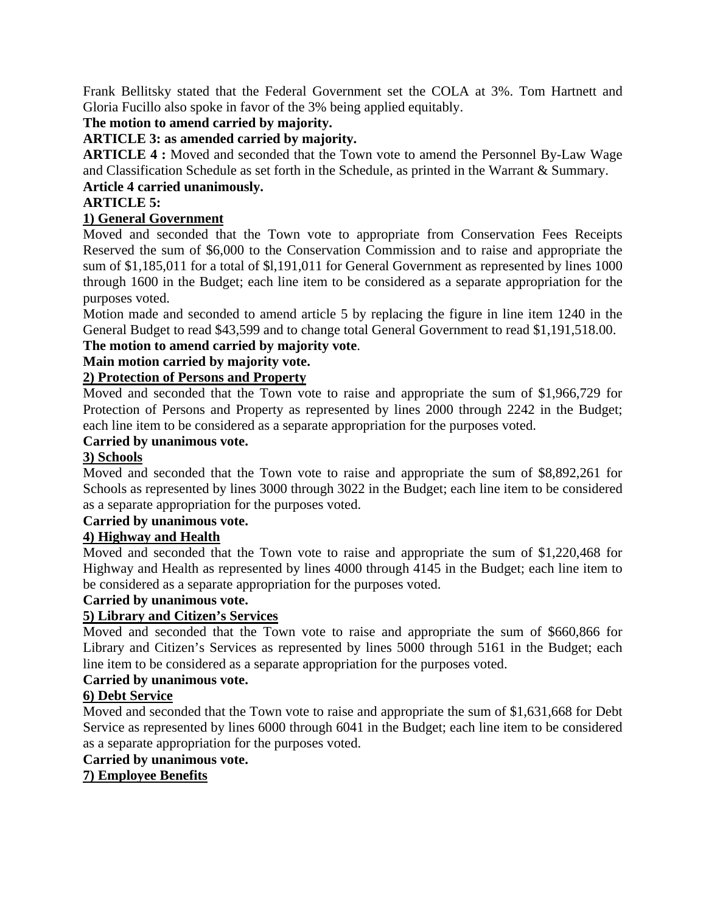Frank Bellitsky stated that the Federal Government set the COLA at 3%. Tom Hartnett and Gloria Fucillo also spoke in favor of the 3% being applied equitably.

**The motion to amend carried by majority.**

**ARTICLE 3: as amended carried by majority.**

**ARTICLE 4 :** Moved and seconded that the Town vote to amend the Personnel By-Law Wage and Classification Schedule as set forth in the Schedule, as printed in the Warrant & Summary.

**Article 4 carried unanimously.**

**ARTICLE 5:**

**1) General Government**

Moved and seconded that the Town vote to appropriate from Conservation Fees Receipts Reserved the sum of $6,000 to the Conservation Commission and to raise and appropriate the sum of $1,185,011 for a total of $l,191,011 for General Government as represented by lines 1000 through 1600 in the Budget; each line item to be considered as a separate appropriation for the purposes voted.

Motion made and seconded to amend article 5 by replacing the figure in line item 1240 in the General Budget to read $43,599 and to change total General Government to read $1,191,518.00.

**The motion to amend carried by majority vote**.

**Main motion carried by majority vote.**

**2) Protection of Persons and Property**

Moved and seconded that the Town vote to raise and appropriate the sum of $1,966,729 for Protection of Persons and Property as represented by lines 2000 through 2242 in the Budget; each line item to be considered as a separate appropriation for the purposes voted.

**Carried by unanimous vote.**

**3) Schools**

Moved and seconded that the Town vote to raise and appropriate the sum of $8,892,261 for Schools as represented by lines 3000 through 3022 in the Budget; each line item to be considered as a separate appropriation for the purposes voted.

**Carried by unanimous vote.**

**4) Highway and Health**

Moved and seconded that the Town vote to raise and appropriate the sum of $1,220,468 for Highway and Health as represented by lines 4000 through 4145 in the Budget; each line item to be considered as a separate appropriation for the purposes voted.

**Carried by unanimous vote.**

**5) Library and Citizen's Services**

Moved and seconded that the Town vote to raise and appropriate the sum of $660,866 for Library and Citizen's Services as represented by lines 5000 through 5161 in the Budget; each line item to be considered as a separate appropriation for the purposes voted.

**Carried by unanimous vote.**

**6) Debt Service**

Moved and seconded that the Town vote to raise and appropriate the sum of $1,631,668 for Debt Service as represented by lines 6000 through 6041 in the Budget; each line item to be considered as a separate appropriation for the purposes voted.

**Carried by unanimous vote.**

**7) Employee Benefits**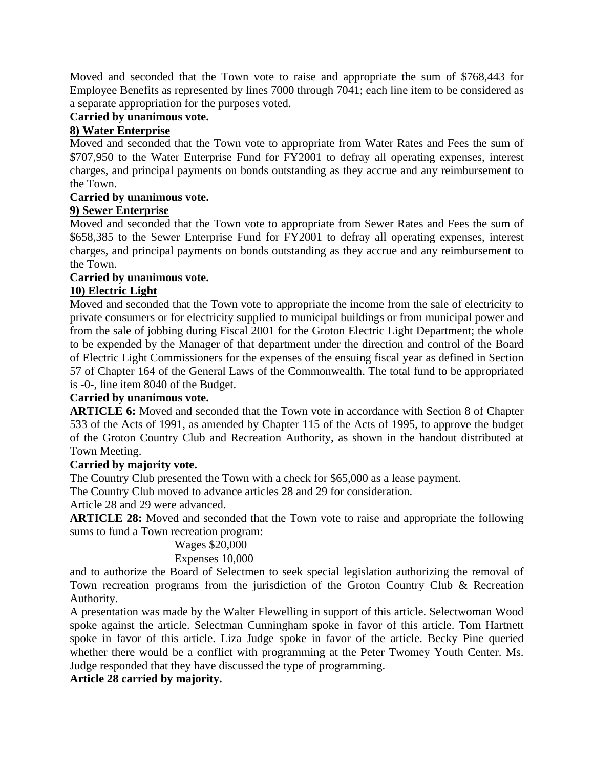Moved and seconded that the Town vote to raise and appropriate the sum of $768,443 for Employee Benefits as represented by lines 7000 through 7041; each line item to be considered as a separate appropriation for the purposes voted.

**Carried by unanimous vote.**

**8) Water Enterprise**

Moved and seconded that the Town vote to appropriate from Water Rates and Fees the sum of $707,950 to the Water Enterprise Fund for FY2001 to defray all operating expenses, interest charges, and principal payments on bonds outstanding as they accrue and any reimbursement to the Town.

**Carried by unanimous vote.**

**9) Sewer Enterprise**

Moved and seconded that the Town vote to appropriate from Sewer Rates and Fees the sum of $658,385 to the Sewer Enterprise Fund for FY2001 to defray all operating expenses, interest charges, and principal payments on bonds outstanding as they accrue and any reimbursement to the Town.

**Carried by unanimous vote.**

**10) Electric Light**

Moved and seconded that the Town vote to appropriate the income from the sale of electricity to private consumers or for electricity supplied to municipal buildings or from municipal power and from the sale of jobbing during Fiscal 2001 for the Groton Electric Light Department; the whole to be expended by the Manager of that department under the direction and control of the Board of Electric Light Commissioners for the expenses of the ensuing fiscal year as defined in Section 57 of Chapter 164 of the General Laws of the Commonwealth. The total fund to be appropriated is -0-, line item 8040 of the Budget.

**Carried by unanimous vote.**

**ARTICLE 6:** Moved and seconded that the Town vote in accordance with Section 8 of Chapter 533 of the Acts of 1991, as amended by Chapter 115 of the Acts of 1995, to approve the budget of the Groton Country Club and Recreation Authority, as shown in the handout distributed at Town Meeting.

**Carried by majority vote.**

The Country Club presented the Town with a check for $65,000 as a lease payment.

The Country Club moved to advance articles 28 and 29 for consideration.

Article 28 and 29 were advanced.

**ARTICLE 28:** Moved and seconded that the Town vote to raise and appropriate the following sums to fund a Town recreation program:

Wages $20,000
Expenses 10,000

and to authorize the Board of Selectmen to seek special legislation authorizing the removal of Town recreation programs from the jurisdiction of the Groton Country Club & Recreation Authority.

A presentation was made by the Walter Flewelling in support of this article. Selectwoman Wood spoke against the article. Selectman Cunningham spoke in favor of this article. Tom Hartnett spoke in favor of this article. Liza Judge spoke in favor of the article. Becky Pine queried whether there would be a conflict with programming at the Peter Twomey Youth Center. Ms. Judge responded that they have discussed the type of programming.

**Article 28 carried by majority.**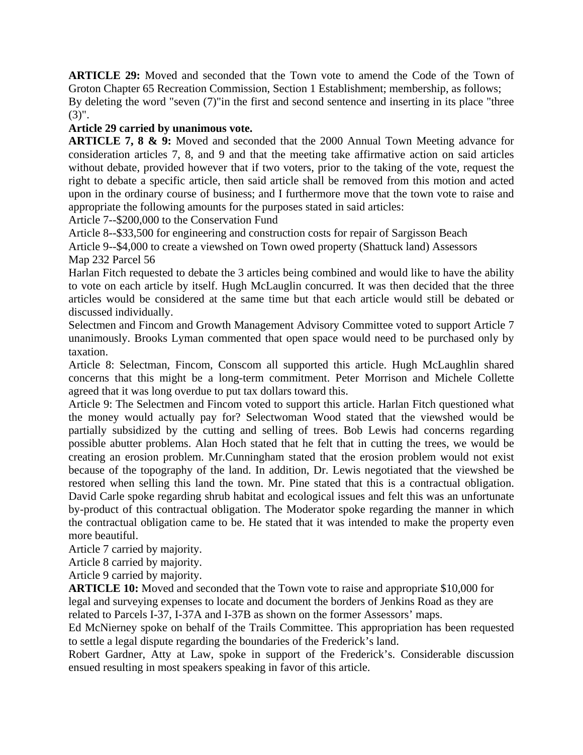**ARTICLE 29:** Moved and seconded that the Town vote to amend the Code of the Town of Groton Chapter 65 Recreation Commission, Section 1 Establishment; membership, as follows; By deleting the word "seven (7)"in the first and second sentence and inserting in its place "three (3)".

**Article 29 carried by unanimous vote.**

**ARTICLE 7, 8 & 9:** Moved and seconded that the 2000 Annual Town Meeting advance for consideration articles 7, 8, and 9 and that the meeting take affirmative action on said articles without debate, provided however that if two voters, prior to the taking of the vote, request the right to debate a specific article, then said article shall be removed from this motion and acted upon in the ordinary course of business; and I furthermore move that the town vote to raise and appropriate the following amounts for the purposes stated in said articles:

Article 7--$200,000 to the Conservation Fund

Article 8--$33,500 for engineering and construction costs for repair of Sargisson Beach

Article 9--$4,000 to create a viewshed on Town owed property (Shattuck land) Assessors Map 232 Parcel 56

Harlan Fitch requested to debate the 3 articles being combined and would like to have the ability to vote on each article by itself. Hugh McLauglin concurred. It was then decided that the three articles would be considered at the same time but that each article would still be debated or discussed individually.

Selectmen and Fincom and Growth Management Advisory Committee voted to support Article 7 unanimously. Brooks Lyman commented that open space would need to be purchased only by taxation.

Article 8: Selectman, Fincom, Conscom all supported this article. Hugh McLaughlin shared concerns that this might be a long-term commitment. Peter Morrison and Michele Collette agreed that it was long overdue to put tax dollars toward this.

Article 9: The Selectmen and Fincom voted to support this article. Harlan Fitch questioned what the money would actually pay for? Selectwoman Wood stated that the viewshed would be partially subsidized by the cutting and selling of trees. Bob Lewis had concerns regarding possible abutter problems. Alan Hoch stated that he felt that in cutting the trees, we would be creating an erosion problem. Mr.Cunningham stated that the erosion problem would not exist because of the topography of the land. In addition, Dr. Lewis negotiated that the viewshed be restored when selling this land the town. Mr. Pine stated that this is a contractual obligation. David Carle spoke regarding shrub habitat and ecological issues and felt this was an unfortunate by-product of this contractual obligation. The Moderator spoke regarding the manner in which the contractual obligation came to be. He stated that it was intended to make the property even more beautiful.

Article 7 carried by majority.

Article 8 carried by majority.

Article 9 carried by majority.

**ARTICLE 10:** Moved and seconded that the Town vote to raise and appropriate $10,000 for legal and surveying expenses to locate and document the borders of Jenkins Road as they are related to Parcels I-37, I-37A and I-37B as shown on the former Assessors' maps.

Ed McNierney spoke on behalf of the Trails Committee. This appropriation has been requested to settle a legal dispute regarding the boundaries of the Frederick's land.

Robert Gardner, Atty at Law, spoke in support of the Frederick's. Considerable discussion ensued resulting in most speakers speaking in favor of this article.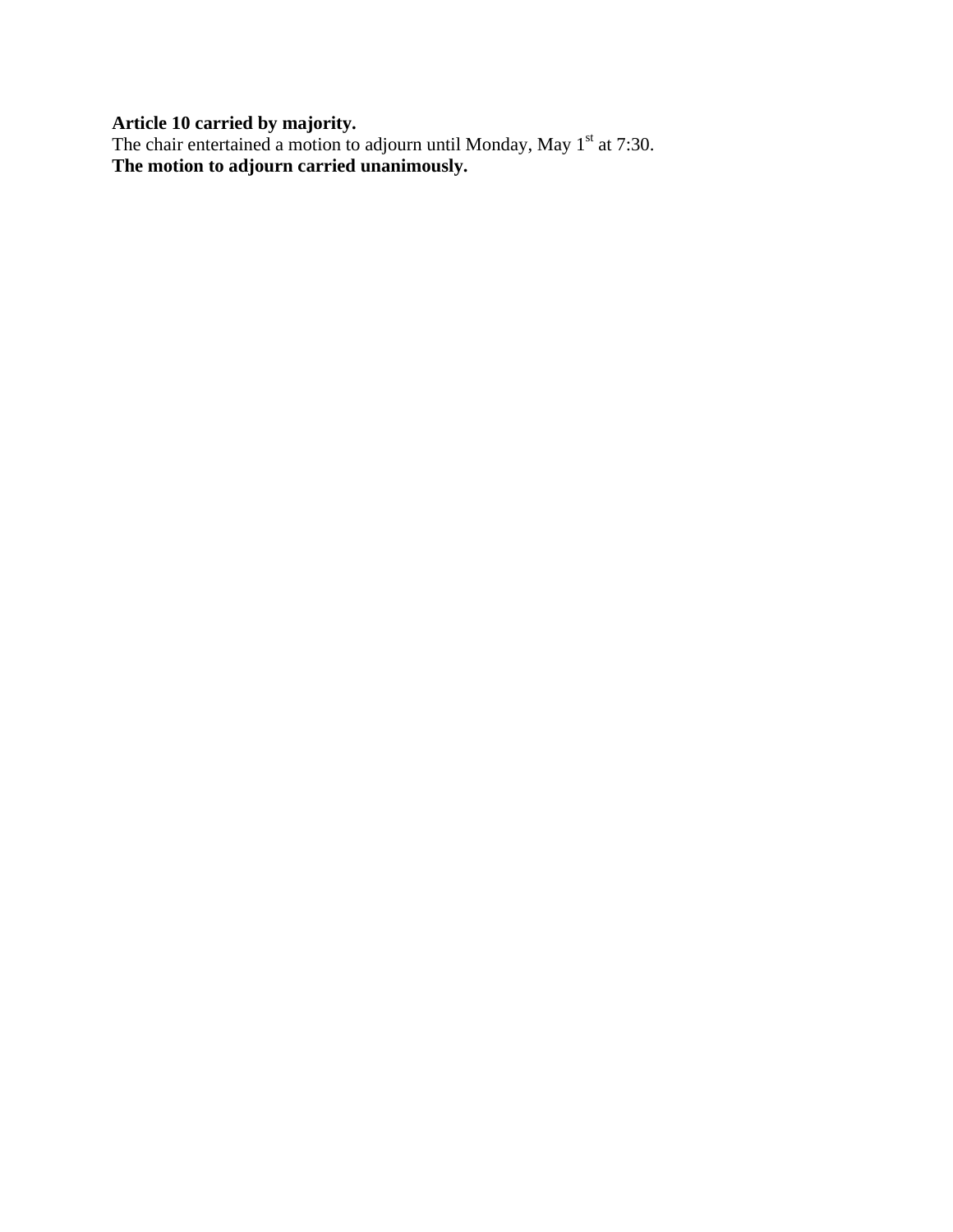**Article 10 carried by majority.**
The chair entertained a motion to adjourn until Monday, May 1st at 7:30.
**The motion to adjourn carried unanimously.**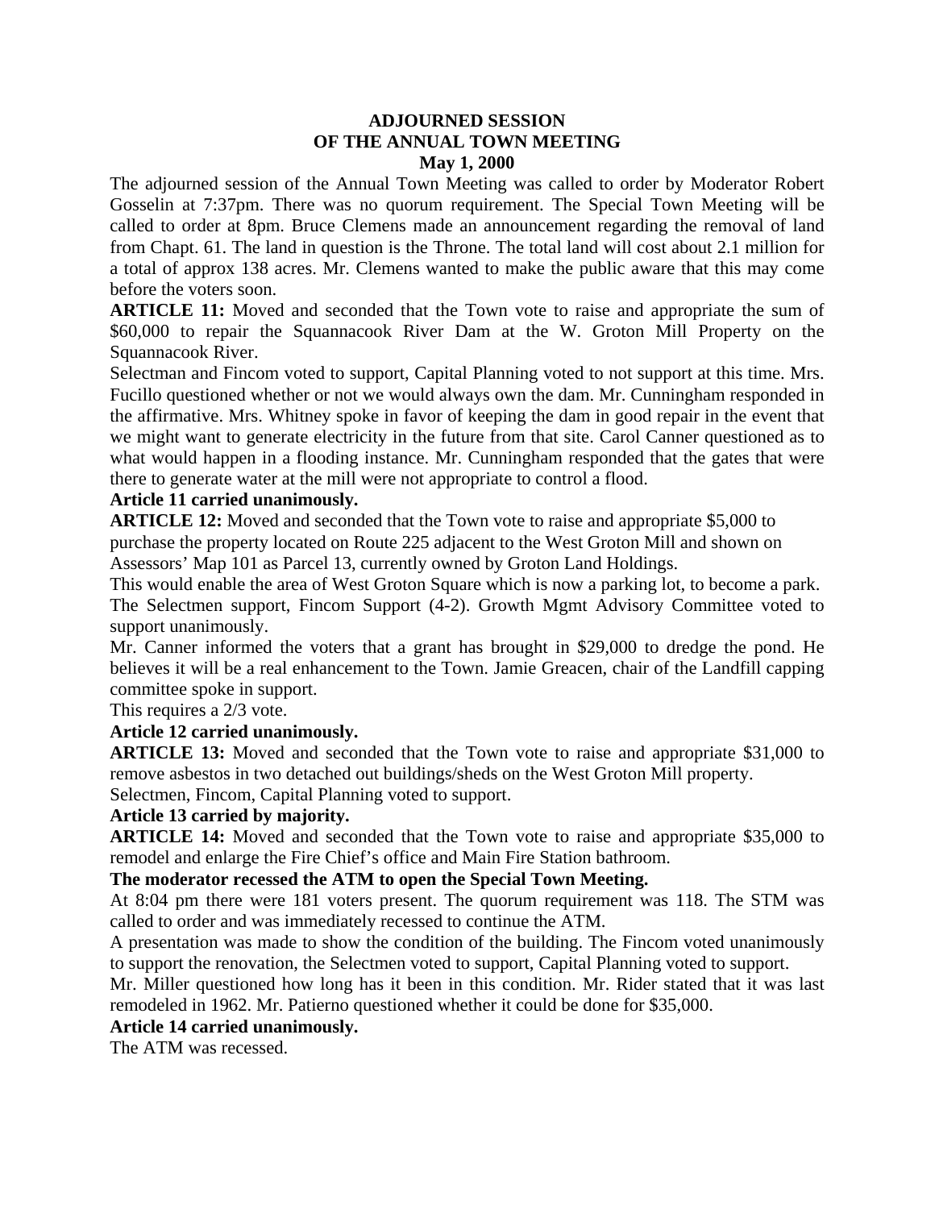**ADJOURNED SESSION**
**OF THE ANNUAL TOWN MEETING**
**May 1, 2000**

The adjourned session of the Annual Town Meeting was called to order by Moderator Robert Gosselin at 7:37pm. There was no quorum requirement. The Special Town Meeting will be called to order at 8pm. Bruce Clemens made an announcement regarding the removal of land from Chapt. 61. The land in question is the Throne. The total land will cost about 2.1 million for a total of approx 138 acres. Mr. Clemens wanted to make the public aware that this may come before the voters soon.

**ARTICLE 11:** Moved and seconded that the Town vote to raise and appropriate the sum of $60,000 to repair the Squannacook River Dam at the W. Groton Mill Property on the Squannacook River.

Selectman and Fincom voted to support, Capital Planning voted to not support at this time. Mrs. Fucillo questioned whether or not we would always own the dam. Mr. Cunningham responded in the affirmative. Mrs. Whitney spoke in favor of keeping the dam in good repair in the event that we might want to generate electricity in the future from that site. Carol Canner questioned as to what would happen in a flooding instance. Mr. Cunningham responded that the gates that were there to generate water at the mill were not appropriate to control a flood.

**Article 11 carried unanimously.**

**ARTICLE 12:** Moved and seconded that the Town vote to raise and appropriate $5,000 to purchase the property located on Route 225 adjacent to the West Groton Mill and shown on Assessors' Map 101 as Parcel 13, currently owned by Groton Land Holdings.

This would enable the area of West Groton Square which is now a parking lot, to become a park. The Selectmen support, Fincom Support (4-2). Growth Mgmt Advisory Committee voted to support unanimously.

Mr. Canner informed the voters that a grant has brought in $29,000 to dredge the pond. He believes it will be a real enhancement to the Town. Jamie Greacen, chair of the Landfill capping committee spoke in support.

This requires a 2/3 vote.

**Article 12 carried unanimously.**

**ARTICLE 13:** Moved and seconded that the Town vote to raise and appropriate $31,000 to remove asbestos in two detached out buildings/sheds on the West Groton Mill property.

Selectmen, Fincom, Capital Planning voted to support.

**Article 13 carried by majority.**

**ARTICLE 14:** Moved and seconded that the Town vote to raise and appropriate $35,000 to remodel and enlarge the Fire Chief's office and Main Fire Station bathroom.

**The moderator recessed the ATM to open the Special Town Meeting.**

At 8:04 pm there were 181 voters present. The quorum requirement was 118. The STM was called to order and was immediately recessed to continue the ATM.

A presentation was made to show the condition of the building. The Fincom voted unanimously to support the renovation, the Selectmen voted to support, Capital Planning voted to support.

Mr. Miller questioned how long has it been in this condition. Mr. Rider stated that it was last remodeled in 1962. Mr. Patierno questioned whether it could be done for $35,000.

**Article 14 carried unanimously.**

The ATM was recessed.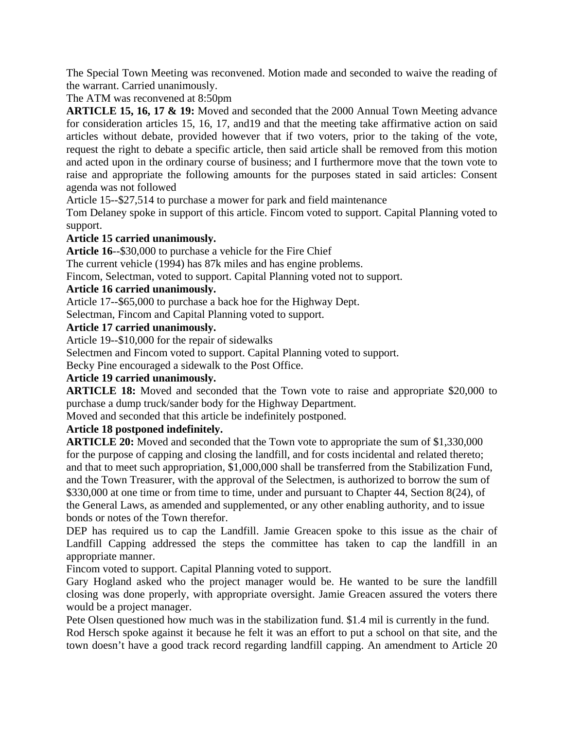The Special Town Meeting was reconvened. Motion made and seconded to waive the reading of the warrant. Carried unanimously.

The ATM was reconvened at 8:50pm

**ARTICLE 15, 16, 17 & 19:** Moved and seconded that the 2000 Annual Town Meeting advance for consideration articles 15, 16, 17, and19 and that the meeting take affirmative action on said articles without debate, provided however that if two voters, prior to the taking of the vote, request the right to debate a specific article, then said article shall be removed from this motion and acted upon in the ordinary course of business; and I furthermore move that the town vote to raise and appropriate the following amounts for the purposes stated in said articles: Consent agenda was not followed

Article 15--$27,514 to purchase a mower for park and field maintenance

Tom Delaney spoke in support of this article. Fincom voted to support. Capital Planning voted to support.

**Article 15 carried unanimously.**

**Article 16**--$30,000 to purchase a vehicle for the Fire Chief

The current vehicle (1994) has 87k miles and has engine problems.

Fincom, Selectman, voted to support. Capital Planning voted not to support.

**Article 16 carried unanimously.**

Article 17--$65,000 to purchase a back hoe for the Highway Dept.

Selectman, Fincom and Capital Planning voted to support.

**Article 17 carried unanimously.**

Article 19--$10,000 for the repair of sidewalks

Selectmen and Fincom voted to support. Capital Planning voted to support.

Becky Pine encouraged a sidewalk to the Post Office.

**Article 19 carried unanimously.**

**ARTICLE 18:** Moved and seconded that the Town vote to raise and appropriate $20,000 to purchase a dump truck/sander body for the Highway Department.

Moved and seconded that this article be indefinitely postponed.

**Article 18 postponed indefinitely.**

**ARTICLE 20:** Moved and seconded that the Town vote to appropriate the sum of $1,330,000 for the purpose of capping and closing the landfill, and for costs incidental and related thereto; and that to meet such appropriation, $1,000,000 shall be transferred from the Stabilization Fund, and the Town Treasurer, with the approval of the Selectmen, is authorized to borrow the sum of $330,000 at one time or from time to time, under and pursuant to Chapter 44, Section 8(24), of the General Laws, as amended and supplemented, or any other enabling authority, and to issue bonds or notes of the Town therefor.

DEP has required us to cap the Landfill. Jamie Greacen spoke to this issue as the chair of Landfill Capping addressed the steps the committee has taken to cap the landfill in an appropriate manner.

Fincom voted to support. Capital Planning voted to support.

Gary Hogland asked who the project manager would be. He wanted to be sure the landfill closing was done properly, with appropriate oversight. Jamie Greacen assured the voters there would be a project manager.

Pete Olsen questioned how much was in the stabilization fund. $1.4 mil is currently in the fund.

Rod Hersch spoke against it because he felt it was an effort to put a school on that site, and the town doesn't have a good track record regarding landfill capping. An amendment to Article 20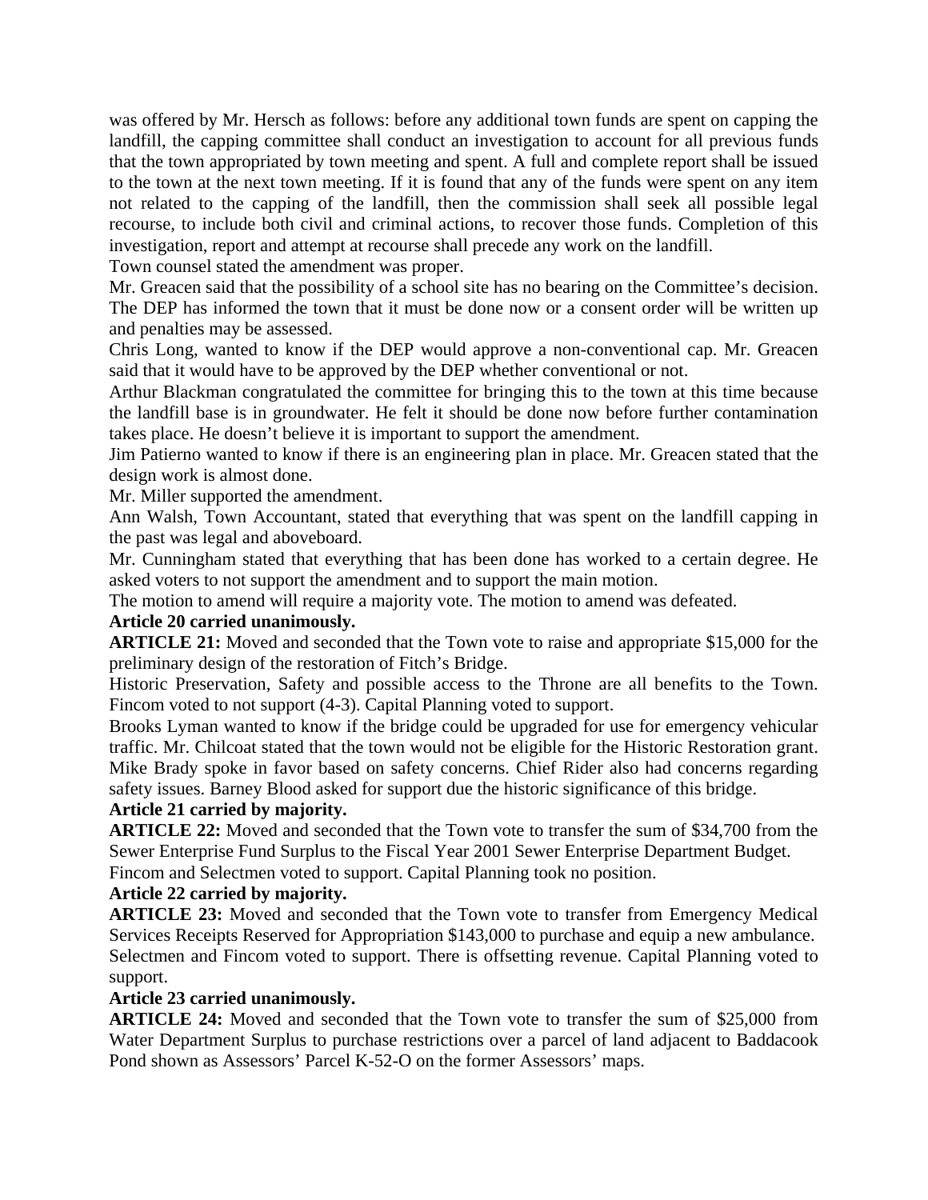was offered by Mr. Hersch as follows: before any additional town funds are spent on capping the landfill, the capping committee shall conduct an investigation to account for all previous funds that the town appropriated by town meeting and spent. A full and complete report shall be issued to the town at the next town meeting. If it is found that any of the funds were spent on any item not related to the capping of the landfill, then the commission shall seek all possible legal recourse, to include both civil and criminal actions, to recover those funds. Completion of this investigation, report and attempt at recourse shall precede any work on the landfill.

Town counsel stated the amendment was proper.

Mr. Greacen said that the possibility of a school site has no bearing on the Committee's decision. The DEP has informed the town that it must be done now or a consent order will be written up and penalties may be assessed.

Chris Long, wanted to know if the DEP would approve a non-conventional cap. Mr. Greacen said that it would have to be approved by the DEP whether conventional or not.

Arthur Blackman congratulated the committee for bringing this to the town at this time because the landfill base is in groundwater. He felt it should be done now before further contamination takes place. He doesn't believe it is important to support the amendment.

Jim Patierno wanted to know if there is an engineering plan in place. Mr. Greacen stated that the design work is almost done.

Mr. Miller supported the amendment.

Ann Walsh, Town Accountant, stated that everything that was spent on the landfill capping in the past was legal and aboveboard.

Mr. Cunningham stated that everything that has been done has worked to a certain degree. He asked voters to not support the amendment and to support the main motion.

The motion to amend will require a majority vote. The motion to amend was defeated.

**Article 20 carried unanimously.**

**ARTICLE 21:** Moved and seconded that the Town vote to raise and appropriate $15,000 for the preliminary design of the restoration of Fitch's Bridge.

Historic Preservation, Safety and possible access to the Throne are all benefits to the Town. Fincom voted to not support (4-3). Capital Planning voted to support.

Brooks Lyman wanted to know if the bridge could be upgraded for use for emergency vehicular traffic. Mr. Chilcoat stated that the town would not be eligible for the Historic Restoration grant. Mike Brady spoke in favor based on safety concerns. Chief Rider also had concerns regarding safety issues. Barney Blood asked for support due the historic significance of this bridge.

**Article 21 carried by majority.**

**ARTICLE 22:** Moved and seconded that the Town vote to transfer the sum of $34,700 from the Sewer Enterprise Fund Surplus to the Fiscal Year 2001 Sewer Enterprise Department Budget.

Fincom and Selectmen voted to support. Capital Planning took no position.

**Article 22 carried by majority.**

**ARTICLE 23:** Moved and seconded that the Town vote to transfer from Emergency Medical Services Receipts Reserved for Appropriation $143,000 to purchase and equip a new ambulance. Selectmen and Fincom voted to support. There is offsetting revenue. Capital Planning voted to support.

**Article 23 carried unanimously.**

**ARTICLE 24:** Moved and seconded that the Town vote to transfer the sum of $25,000 from Water Department Surplus to purchase restrictions over a parcel of land adjacent to Baddacook Pond shown as Assessors' Parcel K-52-O on the former Assessors' maps.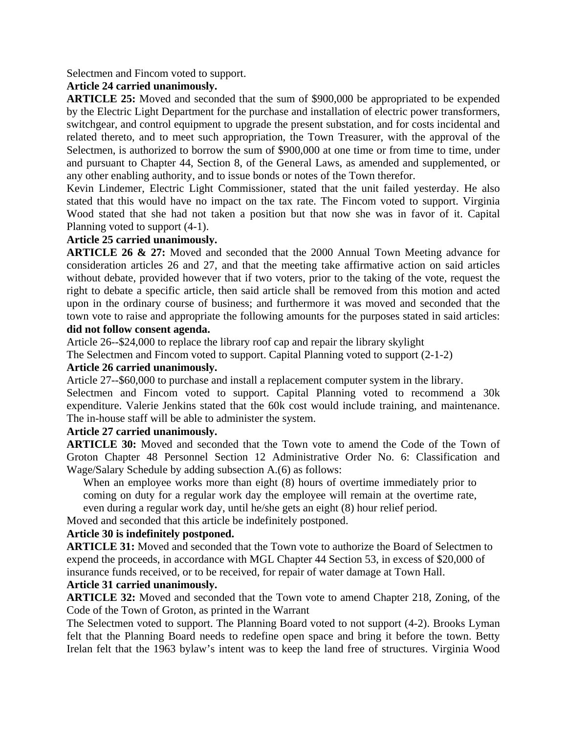Selectmen and Fincom voted to support.

**Article 24 carried unanimously.**

**ARTICLE 25:** Moved and seconded that the sum of $900,000 be appropriated to be expended by the Electric Light Department for the purchase and installation of electric power transformers, switchgear, and control equipment to upgrade the present substation, and for costs incidental and related thereto, and to meet such appropriation, the Town Treasurer, with the approval of the Selectmen, is authorized to borrow the sum of $900,000 at one time or from time to time, under and pursuant to Chapter 44, Section 8, of the General Laws, as amended and supplemented, or any other enabling authority, and to issue bonds or notes of the Town therefor.

Kevin Lindemer, Electric Light Commissioner, stated that the unit failed yesterday. He also stated that this would have no impact on the tax rate. The Fincom voted to support. Virginia Wood stated that she had not taken a position but that now she was in favor of it. Capital Planning voted to support (4-1).

**Article 25 carried unanimously.**

**ARTICLE 26 & 27:** Moved and seconded that the 2000 Annual Town Meeting advance for consideration articles 26 and 27, and that the meeting take affirmative action on said articles without debate, provided however that if two voters, prior to the taking of the vote, request the right to debate a specific article, then said article shall be removed from this motion and acted upon in the ordinary course of business; and furthermore it was moved and seconded that the town vote to raise and appropriate the following amounts for the purposes stated in said articles:

**did not follow consent agenda.**

Article 26--$24,000 to replace the library roof cap and repair the library skylight

The Selectmen and Fincom voted to support. Capital Planning voted to support (2-1-2)

**Article 26 carried unanimously.**

Article 27--$60,000 to purchase and install a replacement computer system in the library.

Selectmen and Fincom voted to support. Capital Planning voted to recommend a 30k expenditure. Valerie Jenkins stated that the 60k cost would include training, and maintenance. The in-house staff will be able to administer the system.

**Article 27 carried unanimously.**

**ARTICLE 30:** Moved and seconded that the Town vote to amend the Code of the Town of Groton Chapter 48 Personnel Section 12 Administrative Order No. 6: Classification and Wage/Salary Schedule by adding subsection A.(6) as follows:

> When an employee works more than eight (8) hours of overtime immediately prior to coming on duty for a regular work day the employee will remain at the overtime rate, even during a regular work day, until he/she gets an eight (8) hour relief period.

Moved and seconded that this article be indefinitely postponed.

**Article 30 is indefinitely postponed.**

**ARTICLE 31:** Moved and seconded that the Town vote to authorize the Board of Selectmen to expend the proceeds, in accordance with MGL Chapter 44 Section 53, in excess of $20,000 of insurance funds received, or to be received, for repair of water damage at Town Hall.

**Article 31 carried unanimously.**

**ARTICLE 32:** Moved and seconded that the Town vote to amend Chapter 218, Zoning, of the Code of the Town of Groton, as printed in the Warrant

The Selectmen voted to support. The Planning Board voted to not support (4-2). Brooks Lyman felt that the Planning Board needs to redefine open space and bring it before the town. Betty Irelan felt that the 1963 bylaw's intent was to keep the land free of structures. Virginia Wood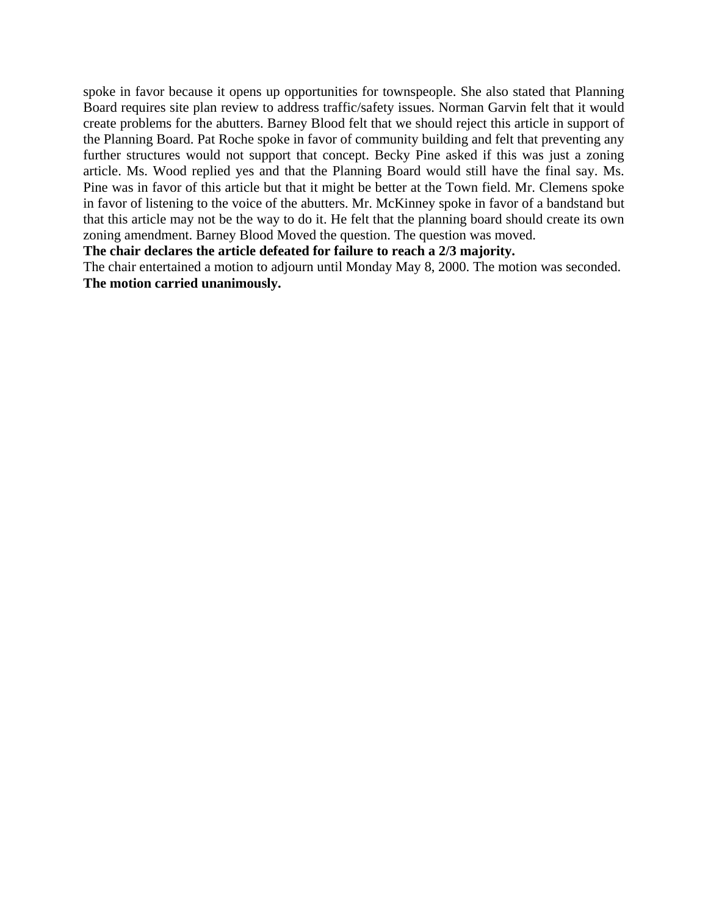spoke in favor because it opens up opportunities for townspeople. She also stated that Planning Board requires site plan review to address traffic/safety issues. Norman Garvin felt that it would create problems for the abutters. Barney Blood felt that we should reject this article in support of the Planning Board. Pat Roche spoke in favor of community building and felt that preventing any further structures would not support that concept. Becky Pine asked if this was just a zoning article. Ms. Wood replied yes and that the Planning Board would still have the final say. Ms. Pine was in favor of this article but that it might be better at the Town field. Mr. Clemens spoke in favor of listening to the voice of the abutters. Mr. McKinney spoke in favor of a bandstand but that this article may not be the way to do it. He felt that the planning board should create its own zoning amendment. Barney Blood Moved the question. The question was moved.

**The chair declares the article defeated for failure to reach a 2/3 majority.**

The chair entertained a motion to adjourn until Monday May 8, 2000. The motion was seconded.

**The motion carried unanimously.**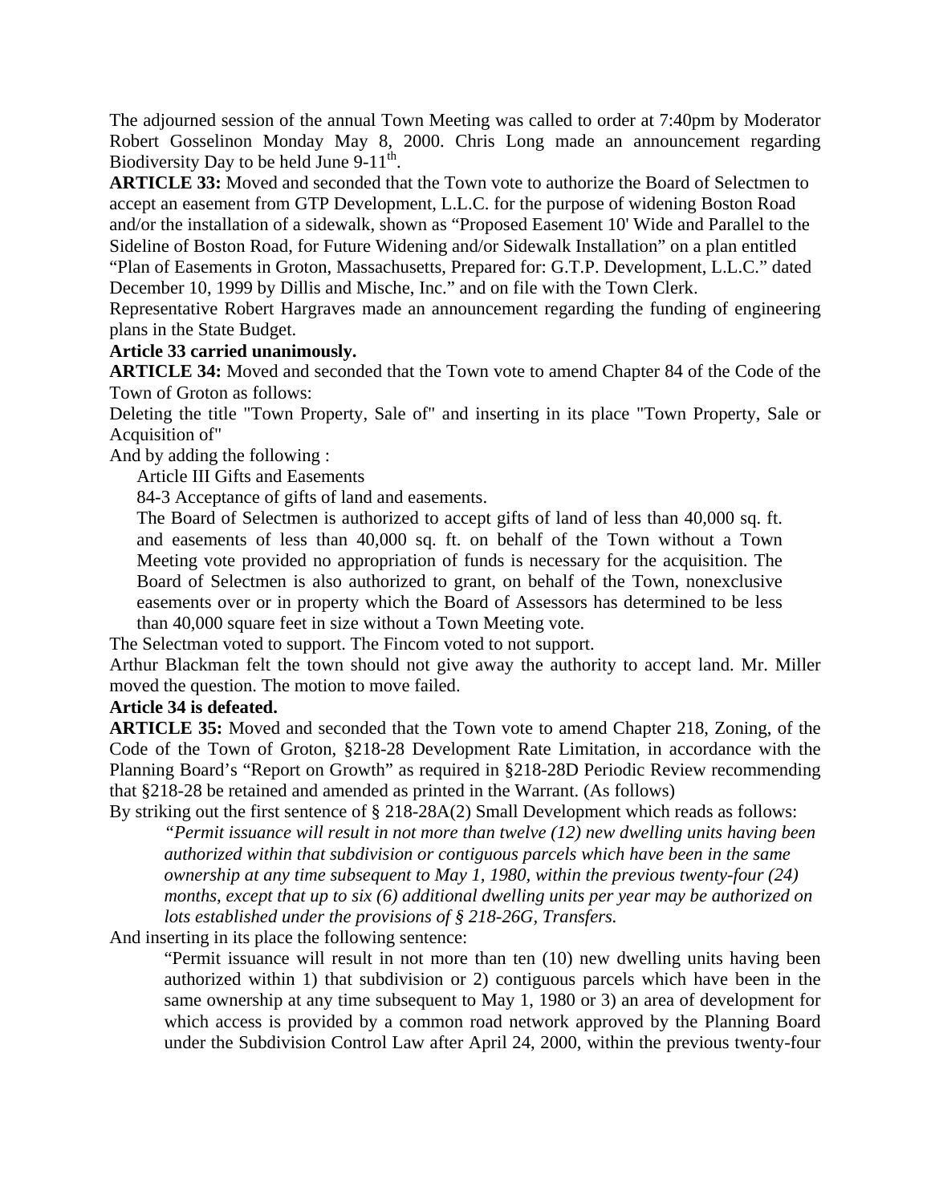The adjourned session of the annual Town Meeting was called to order at 7:40pm by Moderator Robert Gosselinon Monday May 8, 2000. Chris Long made an announcement regarding Biodiversity Day to be held June 9-11th.

**ARTICLE 33:** Moved and seconded that the Town vote to authorize the Board of Selectmen to accept an easement from GTP Development, L.L.C. for the purpose of widening Boston Road and/or the installation of a sidewalk, shown as "Proposed Easement 10' Wide and Parallel to the Sideline of Boston Road, for Future Widening and/or Sidewalk Installation" on a plan entitled "Plan of Easements in Groton, Massachusetts, Prepared for: G.T.P. Development, L.L.C." dated December 10, 1999 by Dillis and Mische, Inc." and on file with the Town Clerk.

Representative Robert Hargraves made an announcement regarding the funding of engineering plans in the State Budget.

**Article 33 carried unanimously.**

**ARTICLE 34:** Moved and seconded that the Town vote to amend Chapter 84 of the Code of the Town of Groton as follows:

Deleting the title "Town Property, Sale of" and inserting in its place "Town Property, Sale or Acquisition of"

And by adding the following :

> Article III Gifts and Easements
>
> 84-3 Acceptance of gifts of land and easements.
>
> The Board of Selectmen is authorized to accept gifts of land of less than 40,000 sq. ft. and easements of less than 40,000 sq. ft. on behalf of the Town without a Town Meeting vote provided no appropriation of funds is necessary for the acquisition. The Board of Selectmen is also authorized to grant, on behalf of the Town, nonexclusive easements over or in property which the Board of Assessors has determined to be less than 40,000 square feet in size without a Town Meeting vote.

The Selectman voted to support. The Fincom voted to not support.

Arthur Blackman felt the town should not give away the authority to accept land. Mr. Miller moved the question. The motion to move failed.

**Article 34 is defeated.**

**ARTICLE 35:** Moved and seconded that the Town vote to amend Chapter 218, Zoning, of the Code of the Town of Groton, §218-28 Development Rate Limitation, in accordance with the Planning Board's "Report on Growth" as required in §218-28D Periodic Review recommending that §218-28 be retained and amended as printed in the Warrant. (As follows)

By striking out the first sentence of § 218-28A(2) Small Development which reads as follows:

> *"Permit issuance will result in not more than twelve (12) new dwelling units having been authorized within that subdivision or contiguous parcels which have been in the same ownership at any time subsequent to May 1, 1980, within the previous twenty-four (24) months, except that up to six (6) additional dwelling units per year may be authorized on lots established under the provisions of § 218-26G, Transfers.*

And inserting in its place the following sentence:

> "Permit issuance will result in not more than ten (10) new dwelling units having been authorized within 1) that subdivision or 2) contiguous parcels which have been in the same ownership at any time subsequent to May 1, 1980 or 3) an area of development for which access is provided by a common road network approved by the Planning Board under the Subdivision Control Law after April 24, 2000, within the previous twenty-four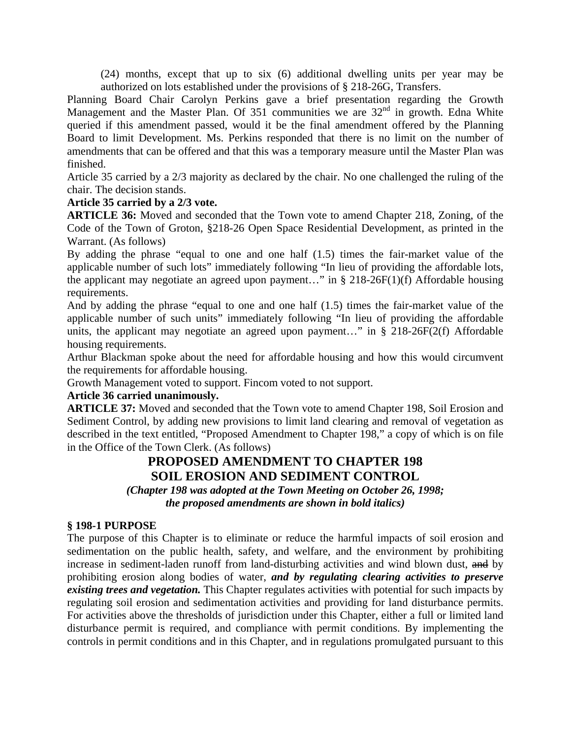(24) months, except that up to six (6) additional dwelling units per year may be authorized on lots established under the provisions of § 218-26G, Transfers.

Planning Board Chair Carolyn Perkins gave a brief presentation regarding the Growth Management and the Master Plan. Of 351 communities we are 32nd in growth. Edna White queried if this amendment passed, would it be the final amendment offered by the Planning Board to limit Development. Ms. Perkins responded that there is no limit on the number of amendments that can be offered and that this was a temporary measure until the Master Plan was finished.

Article 35 carried by a 2/3 majority as declared by the chair. No one challenged the ruling of the chair. The decision stands.

**Article 35 carried by a 2/3 vote.**

**ARTICLE 36:** Moved and seconded that the Town vote to amend Chapter 218, Zoning, of the Code of the Town of Groton, §218-26 Open Space Residential Development, as printed in the Warrant. (As follows)

By adding the phrase "equal to one and one half (1.5) times the fair-market value of the applicable number of such lots" immediately following "In lieu of providing the affordable lots, the applicant may negotiate an agreed upon payment…" in § 218-26F(1)(f) Affordable housing requirements.

And by adding the phrase "equal to one and one half (1.5) times the fair-market value of the applicable number of such units" immediately following "In lieu of providing the affordable units, the applicant may negotiate an agreed upon payment…" in § 218-26F(2(f) Affordable housing requirements.

Arthur Blackman spoke about the need for affordable housing and how this would circumvent the requirements for affordable housing.

Growth Management voted to support. Fincom voted to not support.

**Article 36 carried unanimously.**

**ARTICLE 37:** Moved and seconded that the Town vote to amend Chapter 198, Soil Erosion and Sediment Control, by adding new provisions to limit land clearing and removal of vegetation as described in the text entitled, "Proposed Amendment to Chapter 198," a copy of which is on file in the Office of the Town Clerk. (As follows)

## PROPOSED AMENDMENT TO CHAPTER 198
## SOIL EROSION AND SEDIMENT CONTROL

***(Chapter 198 was adopted at the Town Meeting on October 26, 1998; the proposed amendments are shown in bold italics)***

**§ 198-1 PURPOSE**

The purpose of this Chapter is to eliminate or reduce the harmful impacts of soil erosion and sedimentation on the public health, safety, and welfare, and the environment by prohibiting increase in sediment-laden runoff from land-disturbing activities and wind blown dust, ~~and~~ by prohibiting erosion along bodies of water, ***and by regulating clearing activities to preserve existing trees and vegetation.*** This Chapter regulates activities with potential for such impacts by regulating soil erosion and sedimentation activities and providing for land disturbance permits. For activities above the thresholds of jurisdiction under this Chapter, either a full or limited land disturbance permit is required, and compliance with permit conditions. By implementing the controls in permit conditions and in this Chapter, and in regulations promulgated pursuant to this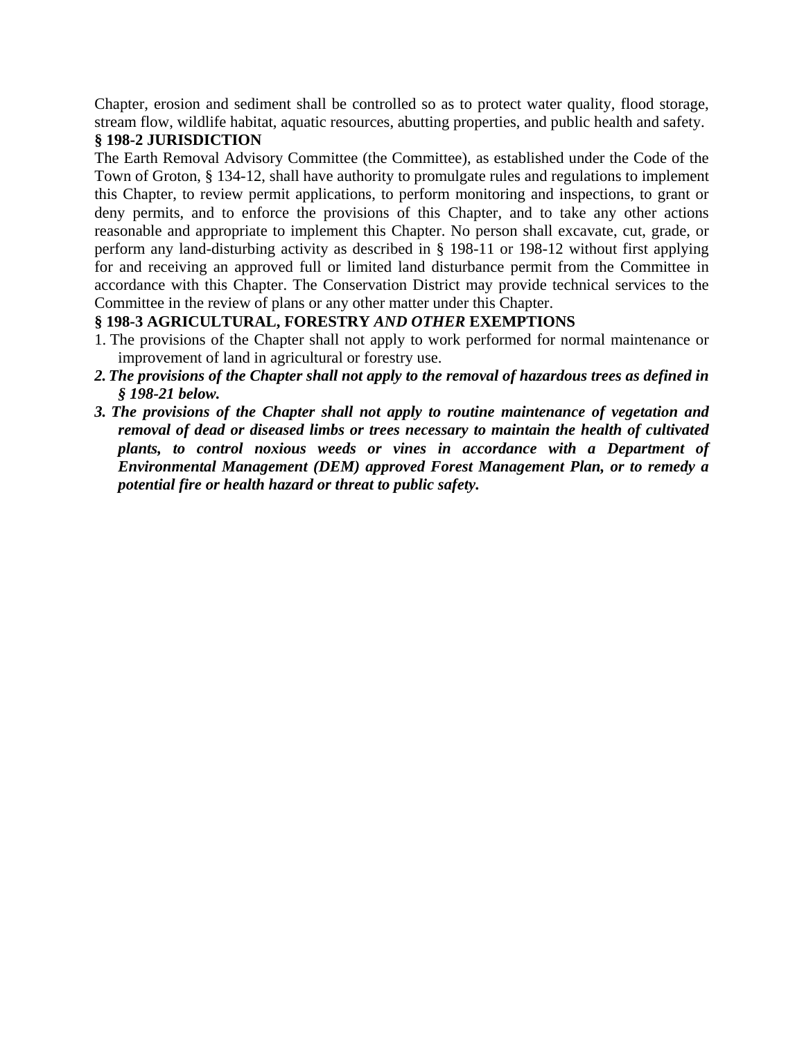Chapter, erosion and sediment shall be controlled so as to protect water quality, flood storage, stream flow, wildlife habitat, aquatic resources, abutting properties, and public health and safety.

### § 198-2 JURISDICTION

The Earth Removal Advisory Committee (the Committee), as established under the Code of the Town of Groton, § 134-12, shall have authority to promulgate rules and regulations to implement this Chapter, to review permit applications, to perform monitoring and inspections, to grant or deny permits, and to enforce the provisions of this Chapter, and to take any other actions reasonable and appropriate to implement this Chapter. No person shall excavate, cut, grade, or perform any land-disturbing activity as described in § 198-11 or 198-12 without first applying for and receiving an approved full or limited land disturbance permit from the Committee in accordance with this Chapter. The Conservation District may provide technical services to the Committee in the review of plans or any other matter under this Chapter.

### § 198-3 AGRICULTURAL, FORESTRY *AND OTHER* EXEMPTIONS

1. The provisions of the Chapter shall not apply to work performed for normal maintenance or improvement of land in agricultural or forestry use.
2. ***The provisions of the Chapter shall not apply to the removal of hazardous trees as defined in § 198-21 below.***
3. ***The provisions of the Chapter shall not apply to routine maintenance of vegetation and removal of dead or diseased limbs or trees necessary to maintain the health of cultivated plants, to control noxious weeds or vines in accordance with a Department of Environmental Management (DEM) approved Forest Management Plan, or to remedy a potential fire or health hazard or threat to public safety.***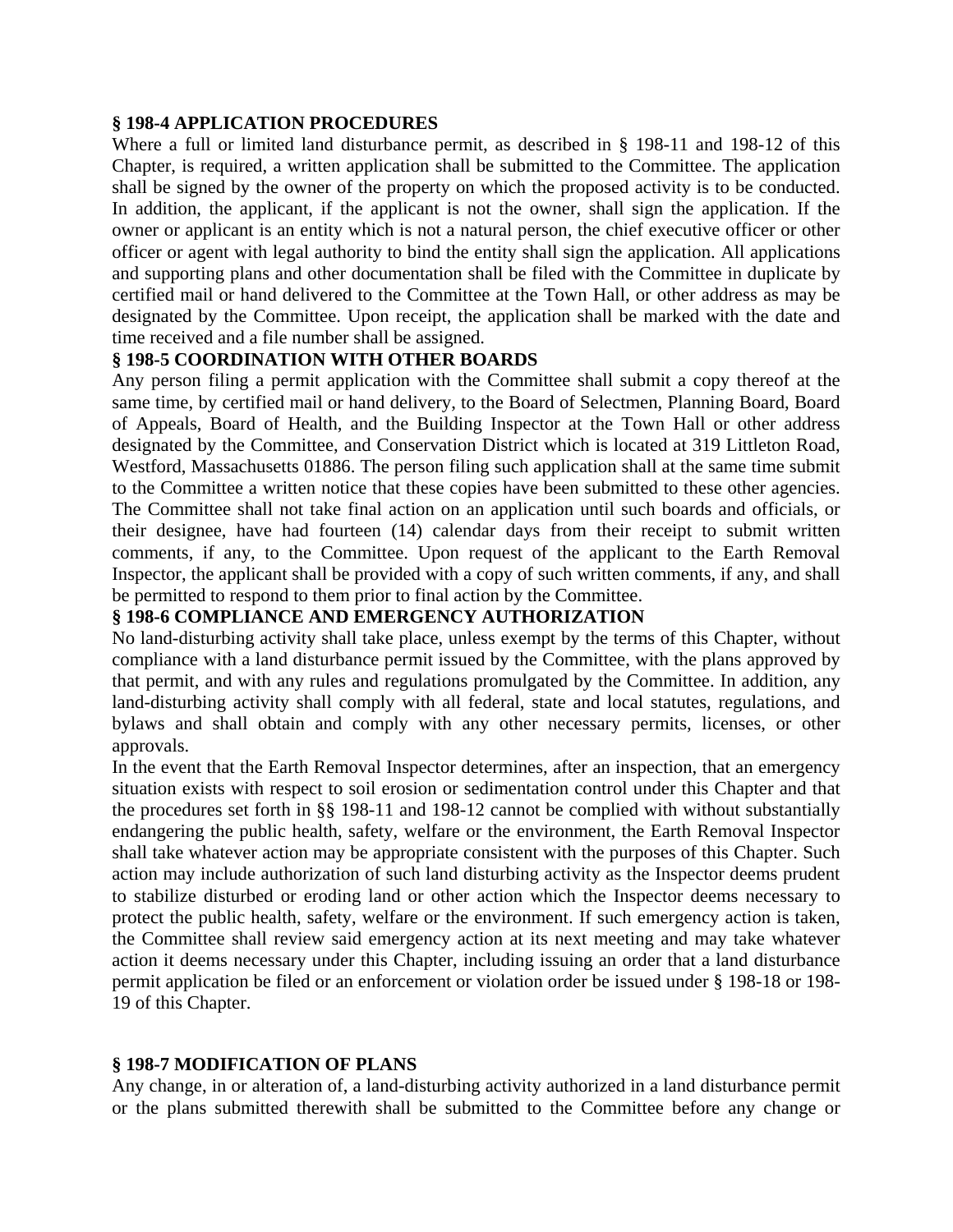### § 198-4 APPLICATION PROCEDURES

Where a full or limited land disturbance permit, as described in § 198-11 and 198-12 of this Chapter, is required, a written application shall be submitted to the Committee. The application shall be signed by the owner of the property on which the proposed activity is to be conducted. In addition, the applicant, if the applicant is not the owner, shall sign the application. If the owner or applicant is an entity which is not a natural person, the chief executive officer or other officer or agent with legal authority to bind the entity shall sign the application. All applications and supporting plans and other documentation shall be filed with the Committee in duplicate by certified mail or hand delivered to the Committee at the Town Hall, or other address as may be designated by the Committee. Upon receipt, the application shall be marked with the date and time received and a file number shall be assigned.

### § 198-5 COORDINATION WITH OTHER BOARDS

Any person filing a permit application with the Committee shall submit a copy thereof at the same time, by certified mail or hand delivery, to the Board of Selectmen, Planning Board, Board of Appeals, Board of Health, and the Building Inspector at the Town Hall or other address designated by the Committee, and Conservation District which is located at 319 Littleton Road, Westford, Massachusetts 01886. The person filing such application shall at the same time submit to the Committee a written notice that these copies have been submitted to these other agencies. The Committee shall not take final action on an application until such boards and officials, or their designee, have had fourteen (14) calendar days from their receipt to submit written comments, if any, to the Committee. Upon request of the applicant to the Earth Removal Inspector, the applicant shall be provided with a copy of such written comments, if any, and shall be permitted to respond to them prior to final action by the Committee.

### § 198-6 COMPLIANCE AND EMERGENCY AUTHORIZATION

No land-disturbing activity shall take place, unless exempt by the terms of this Chapter, without compliance with a land disturbance permit issued by the Committee, with the plans approved by that permit, and with any rules and regulations promulgated by the Committee. In addition, any land-disturbing activity shall comply with all federal, state and local statutes, regulations, and bylaws and shall obtain and comply with any other necessary permits, licenses, or other approvals.

In the event that the Earth Removal Inspector determines, after an inspection, that an emergency situation exists with respect to soil erosion or sedimentation control under this Chapter and that the procedures set forth in §§ 198-11 and 198-12 cannot be complied with without substantially endangering the public health, safety, welfare or the environment, the Earth Removal Inspector shall take whatever action may be appropriate consistent with the purposes of this Chapter. Such action may include authorization of such land disturbing activity as the Inspector deems prudent to stabilize disturbed or eroding land or other action which the Inspector deems necessary to protect the public health, safety, welfare or the environment. If such emergency action is taken, the Committee shall review said emergency action at its next meeting and may take whatever action it deems necessary under this Chapter, including issuing an order that a land disturbance permit application be filed or an enforcement or violation order be issued under § 198-18 or 198-19 of this Chapter.

### § 198-7 MODIFICATION OF PLANS

Any change, in or alteration of, a land-disturbing activity authorized in a land disturbance permit or the plans submitted therewith shall be submitted to the Committee before any change or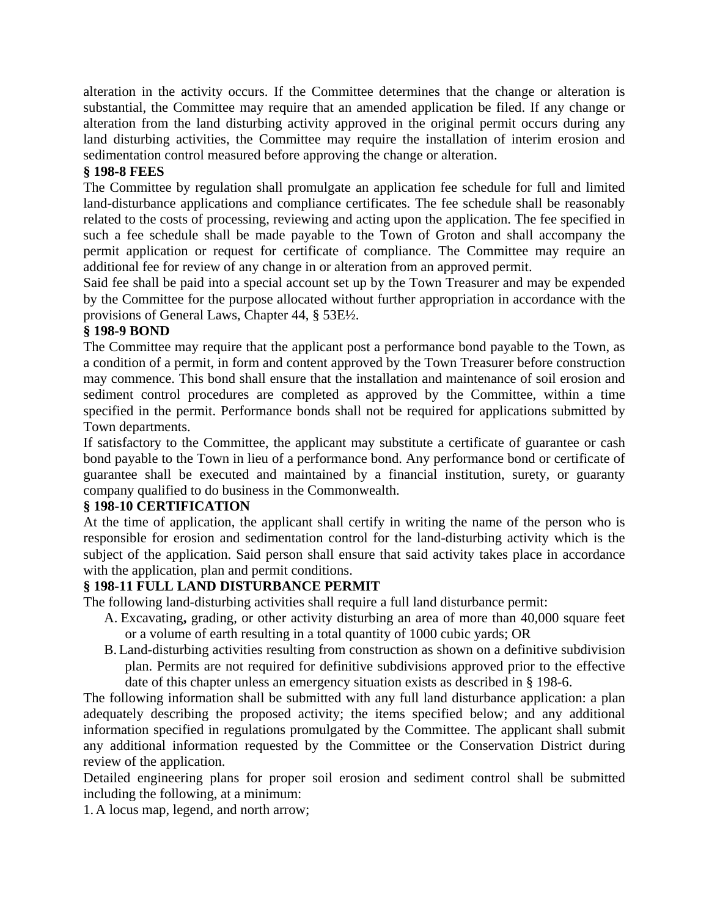alteration in the activity occurs. If the Committee determines that the change or alteration is substantial, the Committee may require that an amended application be filed. If any change or alteration from the land disturbing activity approved in the original permit occurs during any land disturbing activities, the Committee may require the installation of interim erosion and sedimentation control measured before approving the change or alteration.

**§ 198-8 FEES**

The Committee by regulation shall promulgate an application fee schedule for full and limited land-disturbance applications and compliance certificates. The fee schedule shall be reasonably related to the costs of processing, reviewing and acting upon the application. The fee specified in such a fee schedule shall be made payable to the Town of Groton and shall accompany the permit application or request for certificate of compliance. The Committee may require an additional fee for review of any change in or alteration from an approved permit.

Said fee shall be paid into a special account set up by the Town Treasurer and may be expended by the Committee for the purpose allocated without further appropriation in accordance with the provisions of General Laws, Chapter 44, § 53E½.

**§ 198-9 BOND**

The Committee may require that the applicant post a performance bond payable to the Town, as a condition of a permit, in form and content approved by the Town Treasurer before construction may commence. This bond shall ensure that the installation and maintenance of soil erosion and sediment control procedures are completed as approved by the Committee, within a time specified in the permit. Performance bonds shall not be required for applications submitted by Town departments.

If satisfactory to the Committee, the applicant may substitute a certificate of guarantee or cash bond payable to the Town in lieu of a performance bond. Any performance bond or certificate of guarantee shall be executed and maintained by a financial institution, surety, or guaranty company qualified to do business in the Commonwealth.

**§ 198-10 CERTIFICATION**

At the time of application, the applicant shall certify in writing the name of the person who is responsible for erosion and sedimentation control for the land-disturbing activity which is the subject of the application. Said person shall ensure that said activity takes place in accordance with the application, plan and permit conditions.

**§ 198-11 FULL LAND DISTURBANCE PERMIT**

The following land-disturbing activities shall require a full land disturbance permit:

A. Excavating**,** grading, or other activity disturbing an area of more than 40,000 square feet or a volume of earth resulting in a total quantity of 1000 cubic yards; OR

B. Land-disturbing activities resulting from construction as shown on a definitive subdivision plan. Permits are not required for definitive subdivisions approved prior to the effective date of this chapter unless an emergency situation exists as described in § 198-6.

The following information shall be submitted with any full land disturbance application: a plan adequately describing the proposed activity; the items specified below; and any additional information specified in regulations promulgated by the Committee. The applicant shall submit any additional information requested by the Committee or the Conservation District during review of the application.

Detailed engineering plans for proper soil erosion and sediment control shall be submitted including the following, at a minimum:

1. A locus map, legend, and north arrow;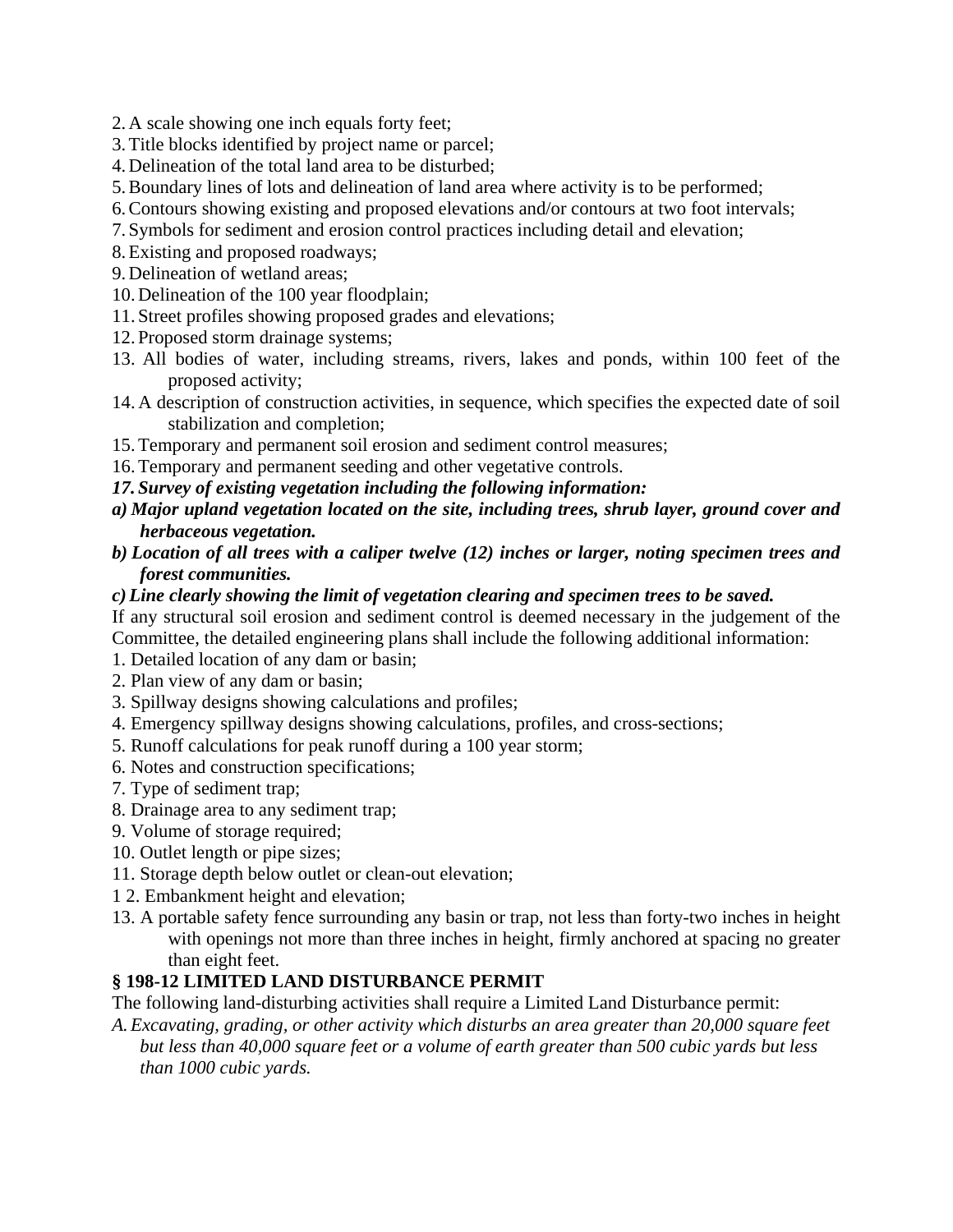2. A scale showing one inch equals forty feet;
3. Title blocks identified by project name or parcel;
4. Delineation of the total land area to be disturbed;
5. Boundary lines of lots and delineation of land area where activity is to be performed;
6. Contours showing existing and proposed elevations and/or contours at two foot intervals;
7. Symbols for sediment and erosion control practices including detail and elevation;
8. Existing and proposed roadways;
9. Delineation of wetland areas;
10. Delineation of the 100 year floodplain;
11. Street profiles showing proposed grades and elevations;
12. Proposed storm drainage systems;
13. All bodies of water, including streams, rivers, lakes and ponds, within 100 feet of the proposed activity;
14. A description of construction activities, in sequence, which specifies the expected date of soil stabilization and completion;
15. Temporary and permanent soil erosion and sediment control measures;
16. Temporary and permanent seeding and other vegetative controls.
17. ***Survey of existing vegetation including the following information:***

***a) Major upland vegetation located on the site, including trees, shrub layer, ground cover and herbaceous vegetation.***

***b) Location of all trees with a caliper twelve (12) inches or larger, noting specimen trees and forest communities.***

***c) Line clearly showing the limit of vegetation clearing and specimen trees to be saved.***

If any structural soil erosion and sediment control is deemed necessary in the judgement of the Committee, the detailed engineering plans shall include the following additional information:

1. Detailed location of any dam or basin;
2. Plan view of any dam or basin;
3. Spillway designs showing calculations and profiles;
4. Emergency spillway designs showing calculations, profiles, and cross-sections;
5. Runoff calculations for peak runoff during a 100 year storm;
6. Notes and construction specifications;
7. Type of sediment trap;
8. Drainage area to any sediment trap;
9. Volume of storage required;
10. Outlet length or pipe sizes;
11. Storage depth below outlet or clean-out elevation;
12. Embankment height and elevation;
13. A portable safety fence surrounding any basin or trap, not less than forty-two inches in height with openings not more than three inches in height, firmly anchored at spacing no greater than eight feet.

**§ 198-12 LIMITED LAND DISTURBANCE PERMIT**

The following land-disturbing activities shall require a Limited Land Disturbance permit:

*A. Excavating, grading, or other activity which disturbs an area greater than 20,000 square feet but less than 40,000 square feet or a volume of earth greater than 500 cubic yards but less than 1000 cubic yards.*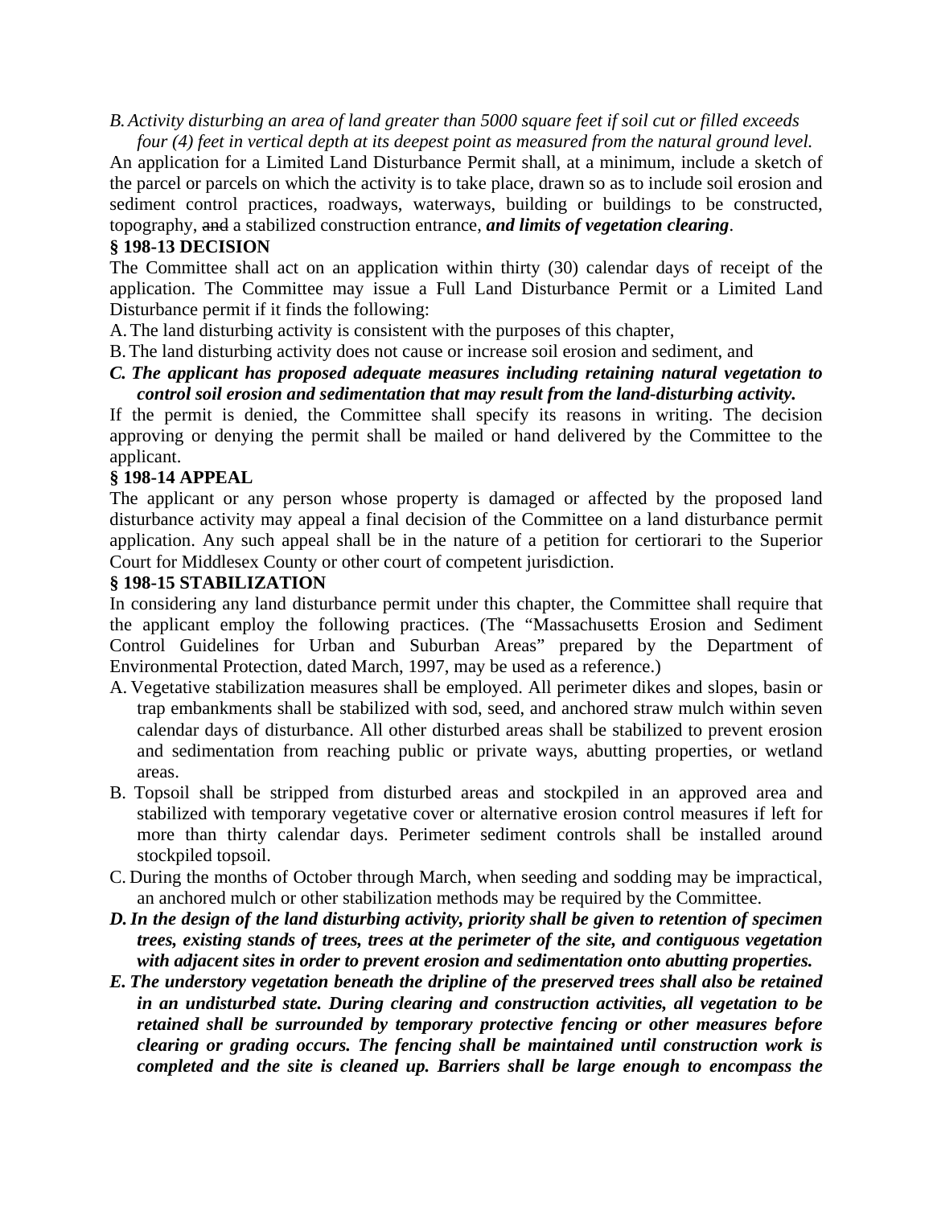*B. Activity disturbing an area of land greater than 5000 square feet if soil cut or filled exceeds four (4) feet in vertical depth at its deepest point as measured from the natural ground level.*

An application for a Limited Land Disturbance Permit shall, at a minimum, include a sketch of the parcel or parcels on which the activity is to take place, drawn so as to include soil erosion and sediment control practices, roadways, waterways, building or buildings to be constructed, topography, ~~and~~ a stabilized construction entrance, ***and limits of vegetation clearing***.

**§ 198-13 DECISION**

The Committee shall act on an application within thirty (30) calendar days of receipt of the application. The Committee may issue a Full Land Disturbance Permit or a Limited Land Disturbance permit if it finds the following:

A. The land disturbing activity is consistent with the purposes of this chapter,

B. The land disturbing activity does not cause or increase soil erosion and sediment, and

***C. The applicant has proposed adequate measures including retaining natural vegetation to control soil erosion and sedimentation that may result from the land-disturbing activity.***

If the permit is denied, the Committee shall specify its reasons in writing. The decision approving or denying the permit shall be mailed or hand delivered by the Committee to the applicant.

**§ 198-14 APPEAL**

The applicant or any person whose property is damaged or affected by the proposed land disturbance activity may appeal a final decision of the Committee on a land disturbance permit application. Any such appeal shall be in the nature of a petition for certiorari to the Superior Court for Middlesex County or other court of competent jurisdiction.

**§ 198-15 STABILIZATION**

In considering any land disturbance permit under this chapter, the Committee shall require that the applicant employ the following practices. (The "Massachusetts Erosion and Sediment Control Guidelines for Urban and Suburban Areas" prepared by the Department of Environmental Protection, dated March, 1997, may be used as a reference.)

A. Vegetative stabilization measures shall be employed. All perimeter dikes and slopes, basin or trap embankments shall be stabilized with sod, seed, and anchored straw mulch within seven calendar days of disturbance. All other disturbed areas shall be stabilized to prevent erosion and sedimentation from reaching public or private ways, abutting properties, or wetland areas.

B. Topsoil shall be stripped from disturbed areas and stockpiled in an approved area and stabilized with temporary vegetative cover or alternative erosion control measures if left for more than thirty calendar days. Perimeter sediment controls shall be installed around stockpiled topsoil.

C. During the months of October through March, when seeding and sodding may be impractical, an anchored mulch or other stabilization methods may be required by the Committee.

***D. In the design of the land disturbing activity, priority shall be given to retention of specimen trees, existing stands of trees, trees at the perimeter of the site, and contiguous vegetation with adjacent sites in order to prevent erosion and sedimentation onto abutting properties.***

***E. The understory vegetation beneath the dripline of the preserved trees shall also be retained in an undisturbed state. During clearing and construction activities, all vegetation to be retained shall be surrounded by temporary protective fencing or other measures before clearing or grading occurs. The fencing shall be maintained until construction work is completed and the site is cleaned up. Barriers shall be large enough to encompass the***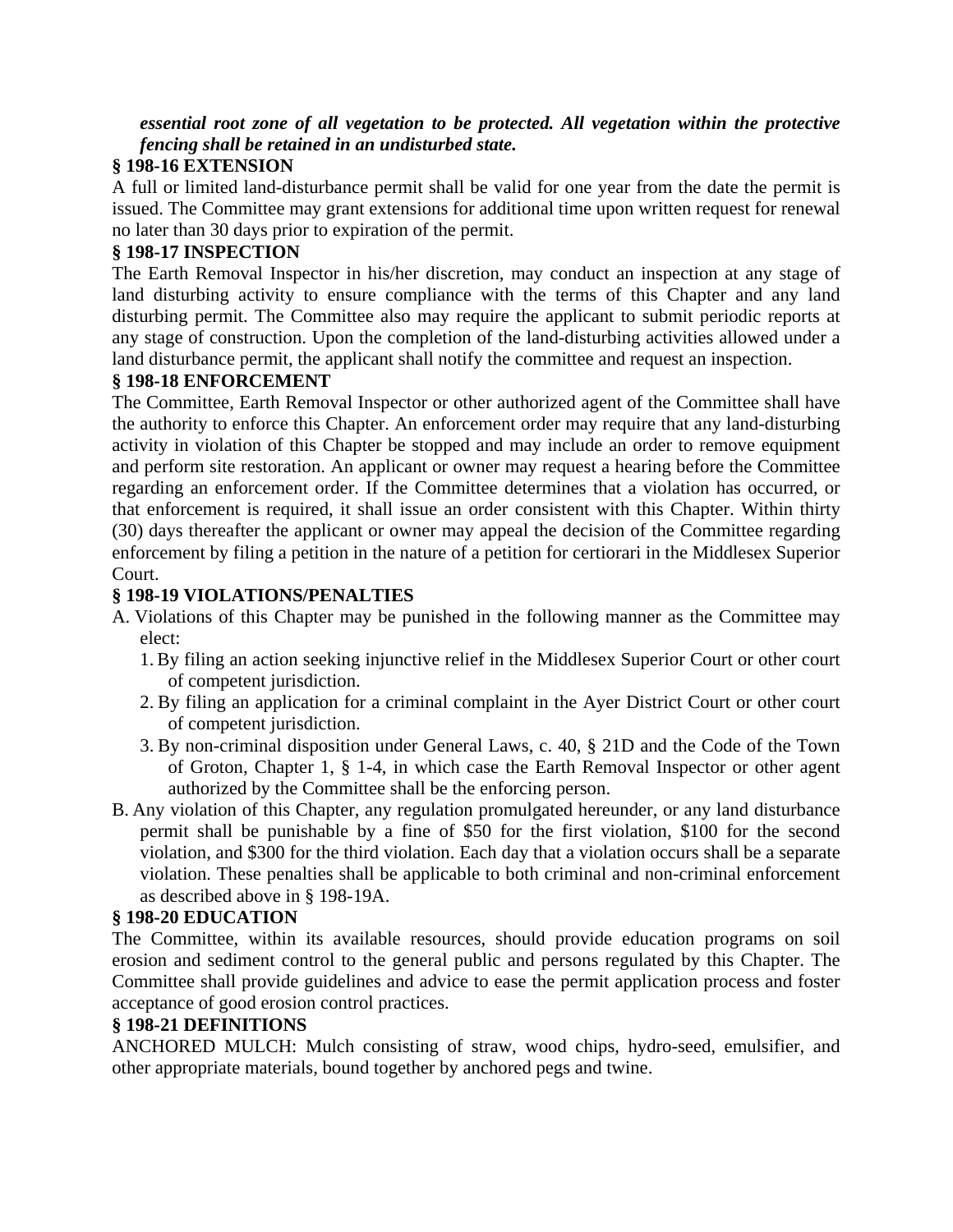***essential root zone of all vegetation to be protected. All vegetation within the protective fencing shall be retained in an undisturbed state.***

**§ 198-16 EXTENSION**

A full or limited land-disturbance permit shall be valid for one year from the date the permit is issued. The Committee may grant extensions for additional time upon written request for renewal no later than 30 days prior to expiration of the permit.

**§ 198-17 INSPECTION**

The Earth Removal Inspector in his/her discretion, may conduct an inspection at any stage of land disturbing activity to ensure compliance with the terms of this Chapter and any land disturbing permit. The Committee also may require the applicant to submit periodic reports at any stage of construction. Upon the completion of the land-disturbing activities allowed under a land disturbance permit, the applicant shall notify the committee and request an inspection.

**§ 198-18 ENFORCEMENT**

The Committee, Earth Removal Inspector or other authorized agent of the Committee shall have the authority to enforce this Chapter. An enforcement order may require that any land-disturbing activity in violation of this Chapter be stopped and may include an order to remove equipment and perform site restoration. An applicant or owner may request a hearing before the Committee regarding an enforcement order. If the Committee determines that a violation has occurred, or that enforcement is required, it shall issue an order consistent with this Chapter. Within thirty (30) days thereafter the applicant or owner may appeal the decision of the Committee regarding enforcement by filing a petition in the nature of a petition for certiorari in the Middlesex Superior Court.

**§ 198-19 VIOLATIONS/PENALTIES**

A. Violations of this Chapter may be punished in the following manner as the Committee may elect:
   1. By filing an action seeking injunctive relief in the Middlesex Superior Court or other court of competent jurisdiction.
   2. By filing an application for a criminal complaint in the Ayer District Court or other court of competent jurisdiction.
   3. By non-criminal disposition under General Laws, c. 40, § 21D and the Code of the Town of Groton, Chapter 1, § 1-4, in which case the Earth Removal Inspector or other agent authorized by the Committee shall be the enforcing person.

B. Any violation of this Chapter, any regulation promulgated hereunder, or any land disturbance permit shall be punishable by a fine of $50 for the first violation, $100 for the second violation, and $300 for the third violation. Each day that a violation occurs shall be a separate violation. These penalties shall be applicable to both criminal and non-criminal enforcement as described above in § 198-19A.

**§ 198-20 EDUCATION**

The Committee, within its available resources, should provide education programs on soil erosion and sediment control to the general public and persons regulated by this Chapter. The Committee shall provide guidelines and advice to ease the permit application process and foster acceptance of good erosion control practices.

**§ 198-21 DEFINITIONS**

ANCHORED MULCH: Mulch consisting of straw, wood chips, hydro-seed, emulsifier, and other appropriate materials, bound together by anchored pegs and twine.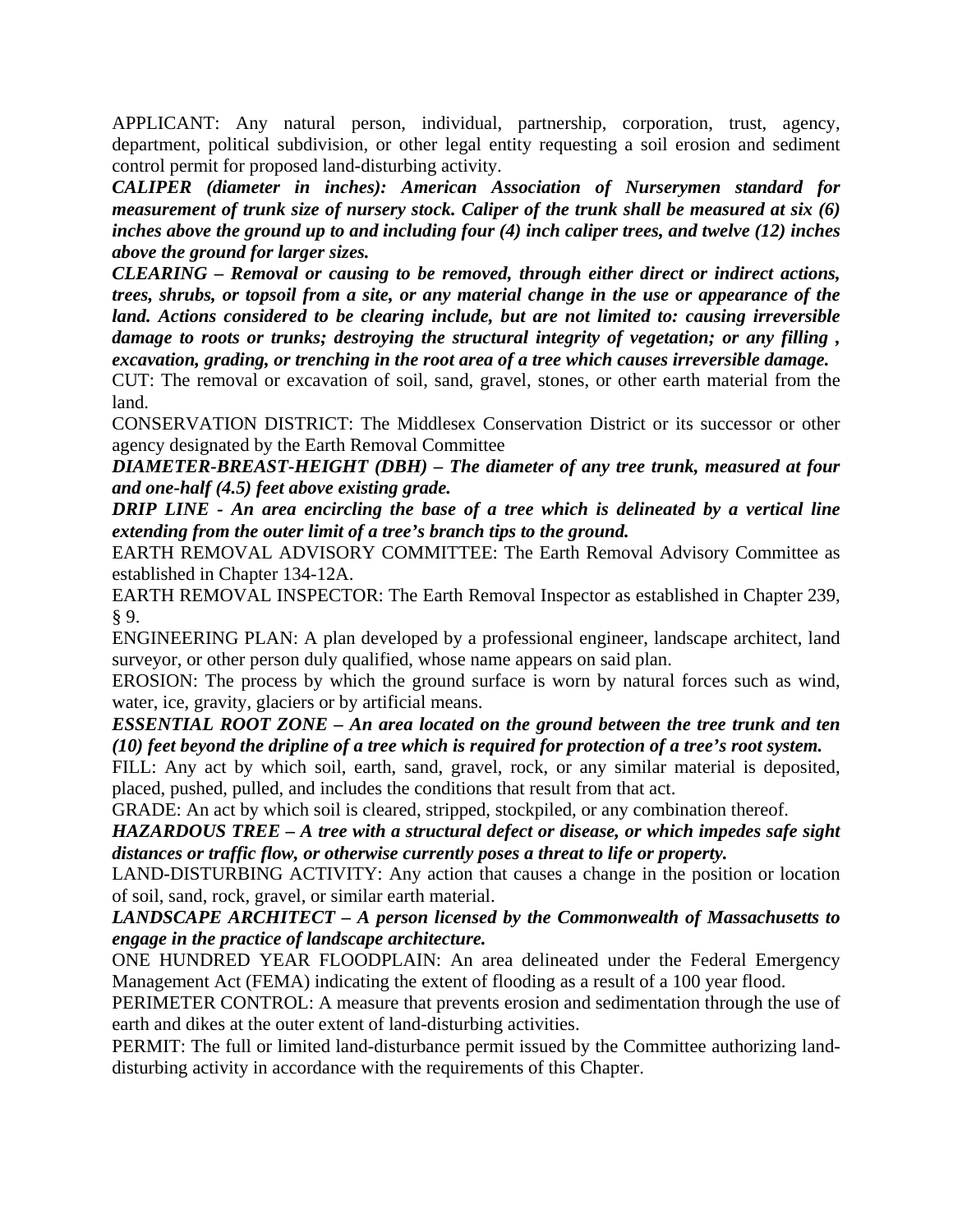APPLICANT: Any natural person, individual, partnership, corporation, trust, agency, department, political subdivision, or other legal entity requesting a soil erosion and sediment control permit for proposed land-disturbing activity.

***CALIPER (diameter in inches): American Association of Nurserymen standard for measurement of trunk size of nursery stock. Caliper of the trunk shall be measured at six (6) inches above the ground up to and including four (4) inch caliper trees, and twelve (12) inches above the ground for larger sizes.***

***CLEARING – Removal or causing to be removed, through either direct or indirect actions, trees, shrubs, or topsoil from a site, or any material change in the use or appearance of the land. Actions considered to be clearing include, but are not limited to: causing irreversible damage to roots or trunks; destroying the structural integrity of vegetation; or any filling , excavation, grading, or trenching in the root area of a tree which causes irreversible damage.***

CUT: The removal or excavation of soil, sand, gravel, stones, or other earth material from the land.

CONSERVATION DISTRICT: The Middlesex Conservation District or its successor or other agency designated by the Earth Removal Committee

***DIAMETER-BREAST-HEIGHT (DBH) – The diameter of any tree trunk, measured at four and one-half (4.5) feet above existing grade.***

***DRIP LINE - An area encircling the base of a tree which is delineated by a vertical line extending from the outer limit of a tree's branch tips to the ground.***

EARTH REMOVAL ADVISORY COMMITTEE: The Earth Removal Advisory Committee as established in Chapter 134-12A.

EARTH REMOVAL INSPECTOR: The Earth Removal Inspector as established in Chapter 239, § 9.

ENGINEERING PLAN: A plan developed by a professional engineer, landscape architect, land surveyor, or other person duly qualified, whose name appears on said plan.

EROSION: The process by which the ground surface is worn by natural forces such as wind, water, ice, gravity, glaciers or by artificial means.

***ESSENTIAL ROOT ZONE – An area located on the ground between the tree trunk and ten (10) feet beyond the dripline of a tree which is required for protection of a tree's root system.***

FILL: Any act by which soil, earth, sand, gravel, rock, or any similar material is deposited, placed, pushed, pulled, and includes the conditions that result from that act.

GRADE: An act by which soil is cleared, stripped, stockpiled, or any combination thereof.

***HAZARDOUS TREE – A tree with a structural defect or disease, or which impedes safe sight distances or traffic flow, or otherwise currently poses a threat to life or property.***

LAND-DISTURBING ACTIVITY: Any action that causes a change in the position or location of soil, sand, rock, gravel, or similar earth material.

***LANDSCAPE ARCHITECT – A person licensed by the Commonwealth of Massachusetts to engage in the practice of landscape architecture.***

ONE HUNDRED YEAR FLOODPLAIN: An area delineated under the Federal Emergency Management Act (FEMA) indicating the extent of flooding as a result of a 100 year flood.

PERIMETER CONTROL: A measure that prevents erosion and sedimentation through the use of earth and dikes at the outer extent of land-disturbing activities.

PERMIT: The full or limited land-disturbance permit issued by the Committee authorizing land-disturbing activity in accordance with the requirements of this Chapter.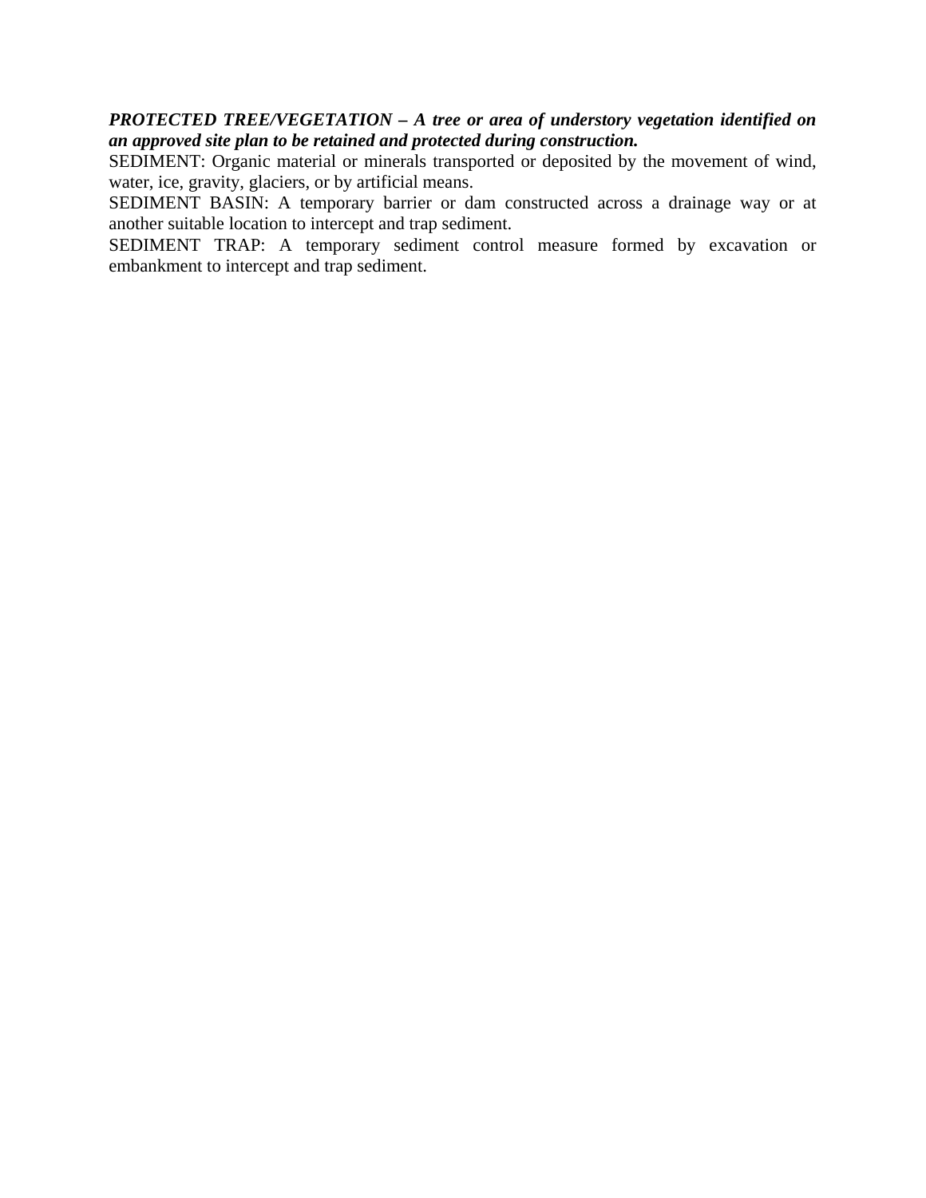***PROTECTED TREE/VEGETATION – A tree or area of understory vegetation identified on an approved site plan to be retained and protected during construction.***

SEDIMENT: Organic material or minerals transported or deposited by the movement of wind, water, ice, gravity, glaciers, or by artificial means.

SEDIMENT BASIN: A temporary barrier or dam constructed across a drainage way or at another suitable location to intercept and trap sediment.

SEDIMENT TRAP: A temporary sediment control measure formed by excavation or embankment to intercept and trap sediment.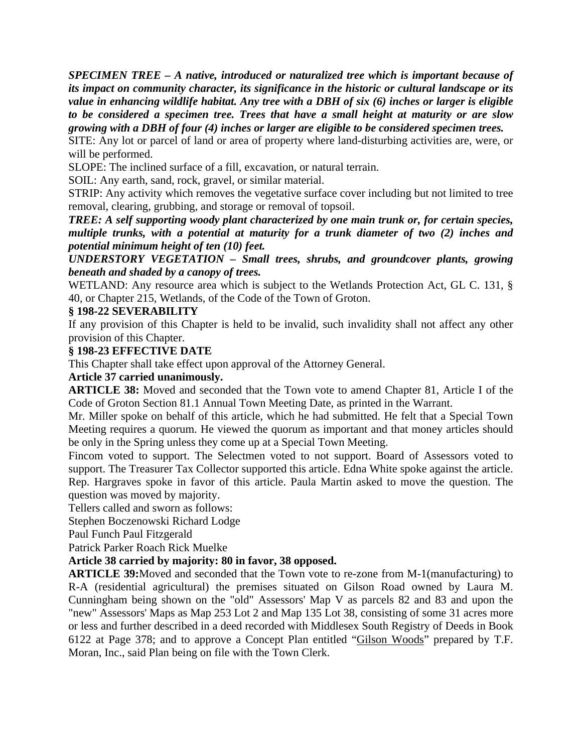***SPECIMEN TREE – A native, introduced or naturalized tree which is important because of its impact on community character, its significance in the historic or cultural landscape or its value in enhancing wildlife habitat. Any tree with a DBH of six (6) inches or larger is eligible to be considered a specimen tree. Trees that have a small height at maturity or are slow growing with a DBH of four (4) inches or larger are eligible to be considered specimen trees.***

SITE: Any lot or parcel of land or area of property where land-disturbing activities are, were, or will be performed.

SLOPE: The inclined surface of a fill, excavation, or natural terrain.

SOIL: Any earth, sand, rock, gravel, or similar material.

STRIP: Any activity which removes the vegetative surface cover including but not limited to tree removal, clearing, grubbing, and storage or removal of topsoil.

***TREE: A self supporting woody plant characterized by one main trunk or, for certain species, multiple trunks, with a potential at maturity for a trunk diameter of two (2) inches and potential minimum height of ten (10) feet.***

***UNDERSTORY VEGETATION – Small trees, shrubs, and groundcover plants, growing beneath and shaded by a canopy of trees.***

WETLAND: Any resource area which is subject to the Wetlands Protection Act, GL C. 131, § 40, or Chapter 215, Wetlands, of the Code of the Town of Groton.

**§ 198-22 SEVERABILITY**

If any provision of this Chapter is held to be invalid, such invalidity shall not affect any other provision of this Chapter.

**§ 198-23 EFFECTIVE DATE**

This Chapter shall take effect upon approval of the Attorney General.

**Article 37 carried unanimously.**

**ARTICLE 38:** Moved and seconded that the Town vote to amend Chapter 81, Article I of the Code of Groton Section 81.1 Annual Town Meeting Date, as printed in the Warrant.

Mr. Miller spoke on behalf of this article, which he had submitted. He felt that a Special Town Meeting requires a quorum. He viewed the quorum as important and that money articles should be only in the Spring unless they come up at a Special Town Meeting.

Fincom voted to support. The Selectmen voted to not support. Board of Assessors voted to support. The Treasurer Tax Collector supported this article. Edna White spoke against the article. Rep. Hargraves spoke in favor of this article. Paula Martin asked to move the question. The question was moved by majority.

Tellers called and sworn as follows:

Stephen Boczenowski Richard Lodge

Paul Funch Paul Fitzgerald

Patrick Parker Roach Rick Muelke

**Article 38 carried by majority: 80 in favor, 38 opposed.**

**ARTICLE 39:**Moved and seconded that the Town vote to re-zone from M-1(manufacturing) to R-A (residential agricultural) the premises situated on Gilson Road owned by Laura M. Cunningham being shown on the "old" Assessors' Map V as parcels 82 and 83 and upon the "new" Assessors' Maps as Map 253 Lot 2 and Map 135 Lot 38, consisting of some 31 acres more or less and further described in a deed recorded with Middlesex South Registry of Deeds in Book 6122 at Page 378; and to approve a Concept Plan entitled "Gilson Woods" prepared by T.F. Moran, Inc., said Plan being on file with the Town Clerk.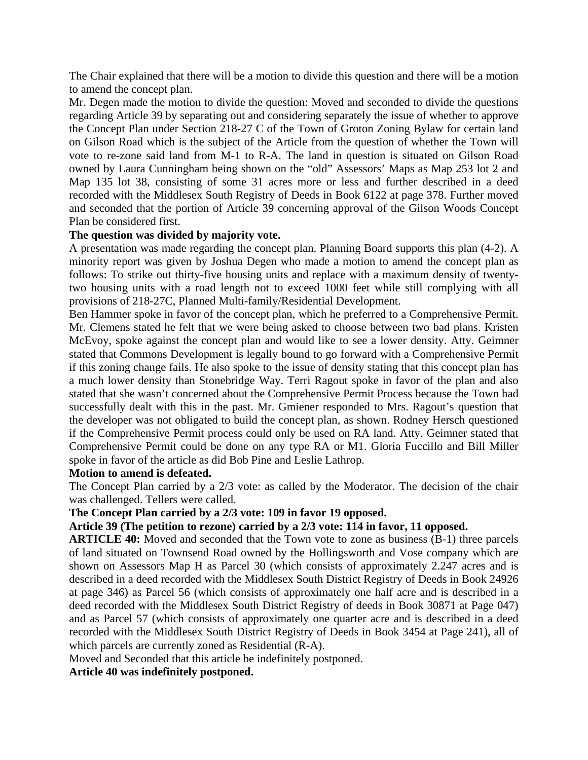The Chair explained that there will be a motion to divide this question and there will be a motion to amend the concept plan.

Mr. Degen made the motion to divide the question: Moved and seconded to divide the questions regarding Article 39 by separating out and considering separately the issue of whether to approve the Concept Plan under Section 218-27 C of the Town of Groton Zoning Bylaw for certain land on Gilson Road which is the subject of the Article from the question of whether the Town will vote to re-zone said land from M-1 to R-A. The land in question is situated on Gilson Road owned by Laura Cunningham being shown on the "old" Assessors' Maps as Map 253 lot 2 and Map 135 lot 38, consisting of some 31 acres more or less and further described in a deed recorded with the Middlesex South Registry of Deeds in Book 6122 at page 378. Further moved and seconded that the portion of Article 39 concerning approval of the Gilson Woods Concept Plan be considered first.

**The question was divided by majority vote.**

A presentation was made regarding the concept plan. Planning Board supports this plan (4-2). A minority report was given by Joshua Degen who made a motion to amend the concept plan as follows: To strike out thirty-five housing units and replace with a maximum density of twenty-two housing units with a road length not to exceed 1000 feet while still complying with all provisions of 218-27C, Planned Multi-family/Residential Development.

Ben Hammer spoke in favor of the concept plan, which he preferred to a Comprehensive Permit. Mr. Clemens stated he felt that we were being asked to choose between two bad plans. Kristen McEvoy, spoke against the concept plan and would like to see a lower density. Atty. Geimner stated that Commons Development is legally bound to go forward with a Comprehensive Permit if this zoning change fails. He also spoke to the issue of density stating that this concept plan has a much lower density than Stonebridge Way. Terri Ragout spoke in favor of the plan and also stated that she wasn't concerned about the Comprehensive Permit Process because the Town had successfully dealt with this in the past. Mr. Gmiener responded to Mrs. Ragout's question that the developer was not obligated to build the concept plan, as shown. Rodney Hersch questioned if the Comprehensive Permit process could only be used on RA land. Atty. Geimner stated that Comprehensive Permit could be done on any type RA or M1. Gloria Fuccillo and Bill Miller spoke in favor of the article as did Bob Pine and Leslie Lathrop.

**Motion to amend is defeated.**

The Concept Plan carried by a 2/3 vote: as called by the Moderator. The decision of the chair was challenged. Tellers were called.

**The Concept Plan carried by a 2/3 vote: 109 in favor 19 opposed.**

**Article 39 (The petition to rezone) carried by a 2/3 vote: 114 in favor, 11 opposed.**

**ARTICLE 40:** Moved and seconded that the Town vote to zone as business (B-1) three parcels of land situated on Townsend Road owned by the Hollingsworth and Vose company which are shown on Assessors Map H as Parcel 30 (which consists of approximately 2.247 acres and is described in a deed recorded with the Middlesex South District Registry of Deeds in Book 24926 at page 346) as Parcel 56 (which consists of approximately one half acre and is described in a deed recorded with the Middlesex South District Registry of deeds in Book 30871 at Page 047) and as Parcel 57 (which consists of approximately one quarter acre and is described in a deed recorded with the Middlesex South District Registry of Deeds in Book 3454 at Page 241), all of which parcels are currently zoned as Residential (R-A).

Moved and Seconded that this article be indefinitely postponed.

**Article 40 was indefinitely postponed.**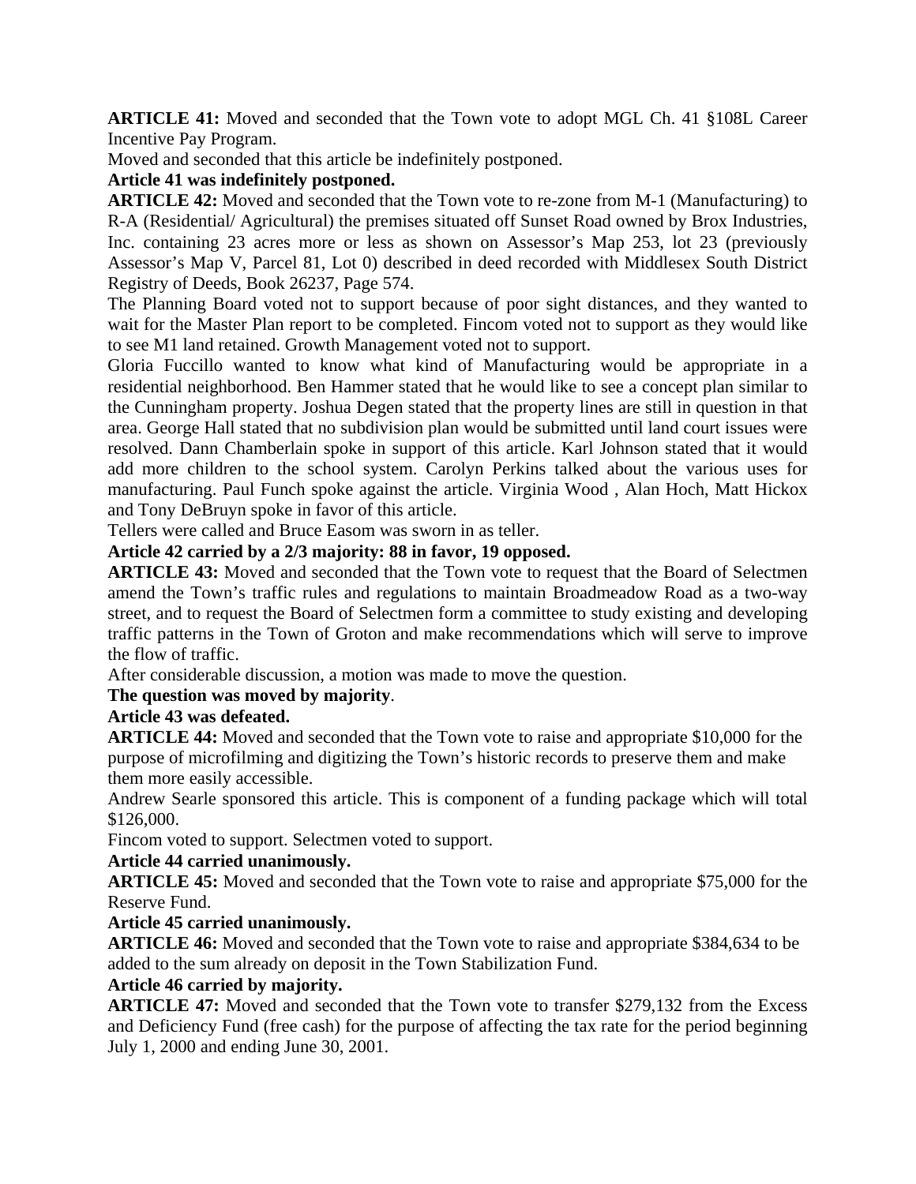**ARTICLE 41:** Moved and seconded that the Town vote to adopt MGL Ch. 41 §108L Career Incentive Pay Program.

Moved and seconded that this article be indefinitely postponed.

**Article 41 was indefinitely postponed.**

**ARTICLE 42:** Moved and seconded that the Town vote to re-zone from M-1 (Manufacturing) to R-A (Residential/ Agricultural) the premises situated off Sunset Road owned by Brox Industries, Inc. containing 23 acres more or less as shown on Assessor's Map 253, lot 23 (previously Assessor's Map V, Parcel 81, Lot 0) described in deed recorded with Middlesex South District Registry of Deeds, Book 26237, Page 574.

The Planning Board voted not to support because of poor sight distances, and they wanted to wait for the Master Plan report to be completed. Fincom voted not to support as they would like to see M1 land retained. Growth Management voted not to support.

Gloria Fuccillo wanted to know what kind of Manufacturing would be appropriate in a residential neighborhood. Ben Hammer stated that he would like to see a concept plan similar to the Cunningham property. Joshua Degen stated that the property lines are still in question in that area. George Hall stated that no subdivision plan would be submitted until land court issues were resolved. Dann Chamberlain spoke in support of this article. Karl Johnson stated that it would add more children to the school system. Carolyn Perkins talked about the various uses for manufacturing. Paul Funch spoke against the article. Virginia Wood , Alan Hoch, Matt Hickox and Tony DeBruyn spoke in favor of this article.

Tellers were called and Bruce Easom was sworn in as teller.

**Article 42 carried by a 2/3 majority: 88 in favor, 19 opposed.**

**ARTICLE 43:** Moved and seconded that the Town vote to request that the Board of Selectmen amend the Town's traffic rules and regulations to maintain Broadmeadow Road as a two-way street, and to request the Board of Selectmen form a committee to study existing and developing traffic patterns in the Town of Groton and make recommendations which will serve to improve the flow of traffic.

After considerable discussion, a motion was made to move the question.

**The question was moved by majority**.

**Article 43 was defeated.**

**ARTICLE 44:** Moved and seconded that the Town vote to raise and appropriate $10,000 for the purpose of microfilming and digitizing the Town's historic records to preserve them and make them more easily accessible.

Andrew Searle sponsored this article. This is component of a funding package which will total $126,000.

Fincom voted to support. Selectmen voted to support.

**Article 44 carried unanimously.**

**ARTICLE 45:** Moved and seconded that the Town vote to raise and appropriate $75,000 for the Reserve Fund.

**Article 45 carried unanimously.**

**ARTICLE 46:** Moved and seconded that the Town vote to raise and appropriate $384,634 to be added to the sum already on deposit in the Town Stabilization Fund.

**Article 46 carried by majority.**

**ARTICLE 47:** Moved and seconded that the Town vote to transfer $279,132 from the Excess and Deficiency Fund (free cash) for the purpose of affecting the tax rate for the period beginning July 1, 2000 and ending June 30, 2001.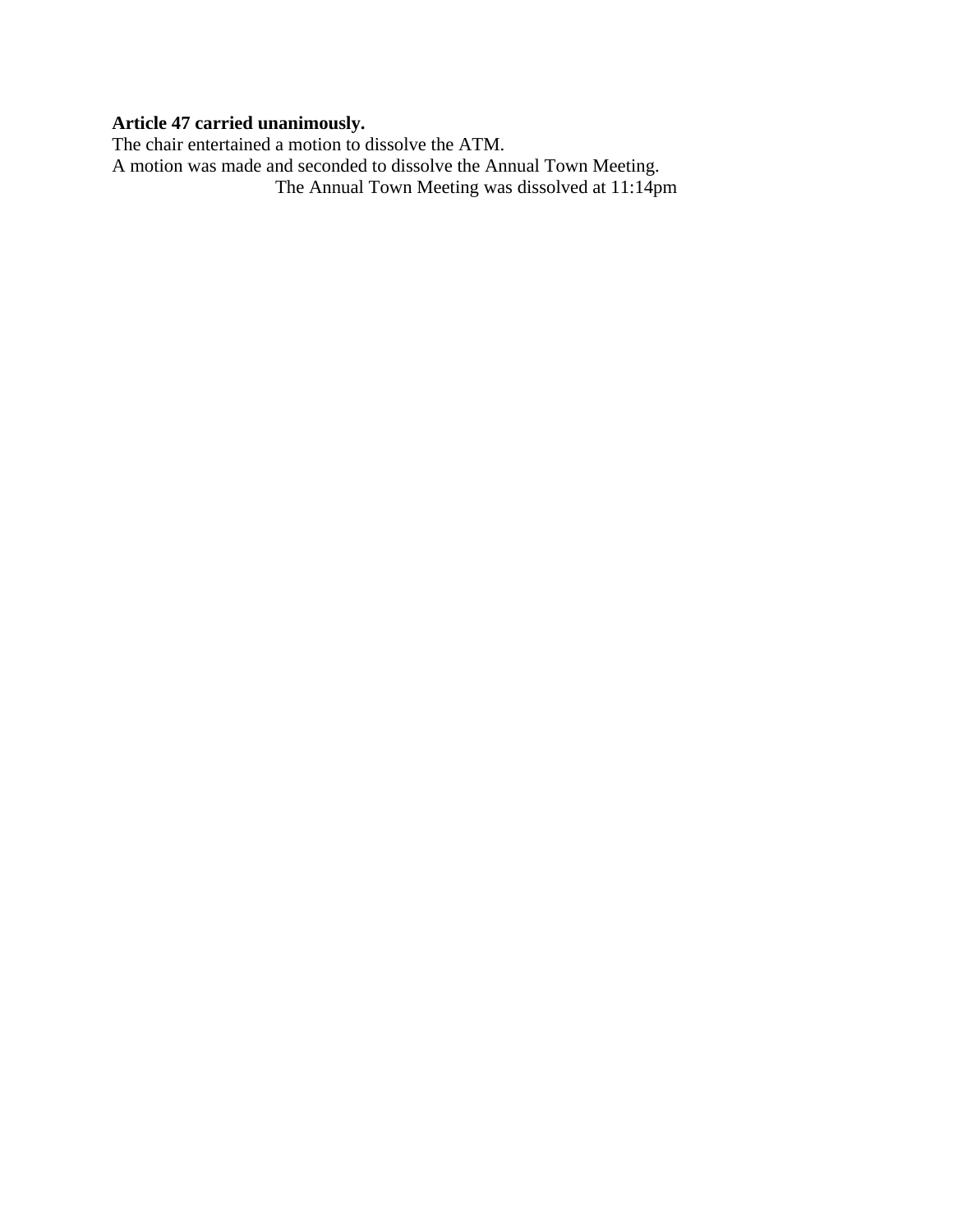**Article 47 carried unanimously.**

The chair entertained a motion to dissolve the ATM.

A motion was made and seconded to dissolve the Annual Town Meeting.

The Annual Town Meeting was dissolved at 11:14pm